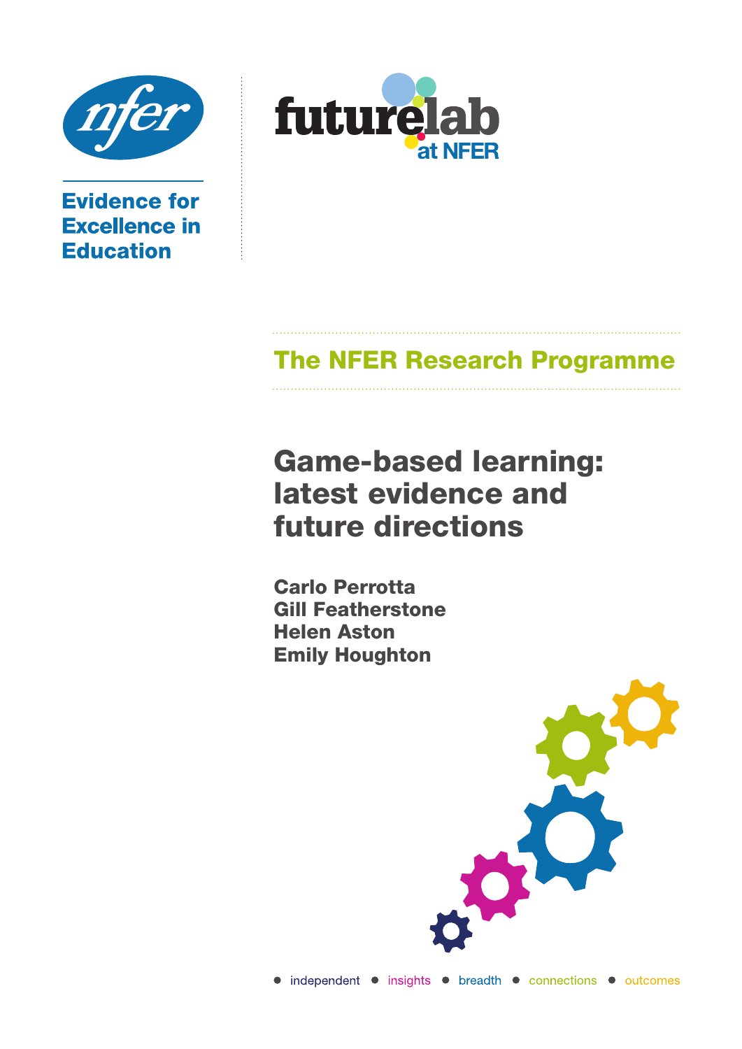nfer

**Evidence for Excellence in Education**

futurelab at NFER

## The NFER Research Programme

# Game-based learning: latest evidence and future directions

**Carlo Perrotta**
**Gill Featherstone**
**Helen Aston**
**Emily Houghton**

independent • insights • breadth • connections • outcomes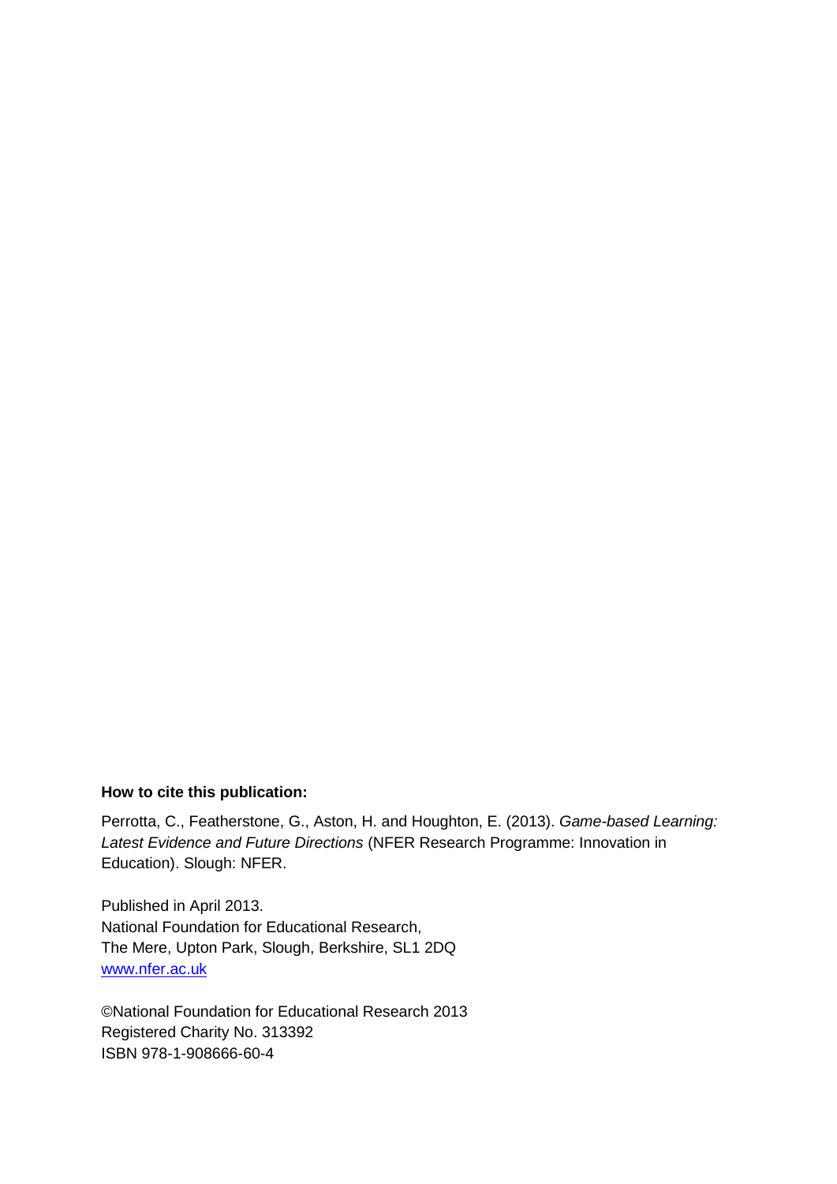**How to cite this publication:**

Perrotta, C., Featherstone, G., Aston, H. and Houghton, E. (2013). *Game-based Learning: Latest Evidence and Future Directions* (NFER Research Programme: Innovation in Education). Slough: NFER.

Published in April 2013.
National Foundation for Educational Research,
The Mere, Upton Park, Slough, Berkshire, SL1 2DQ
www.nfer.ac.uk

©National Foundation for Educational Research 2013
Registered Charity No. 313392
ISBN 978-1-908666-60-4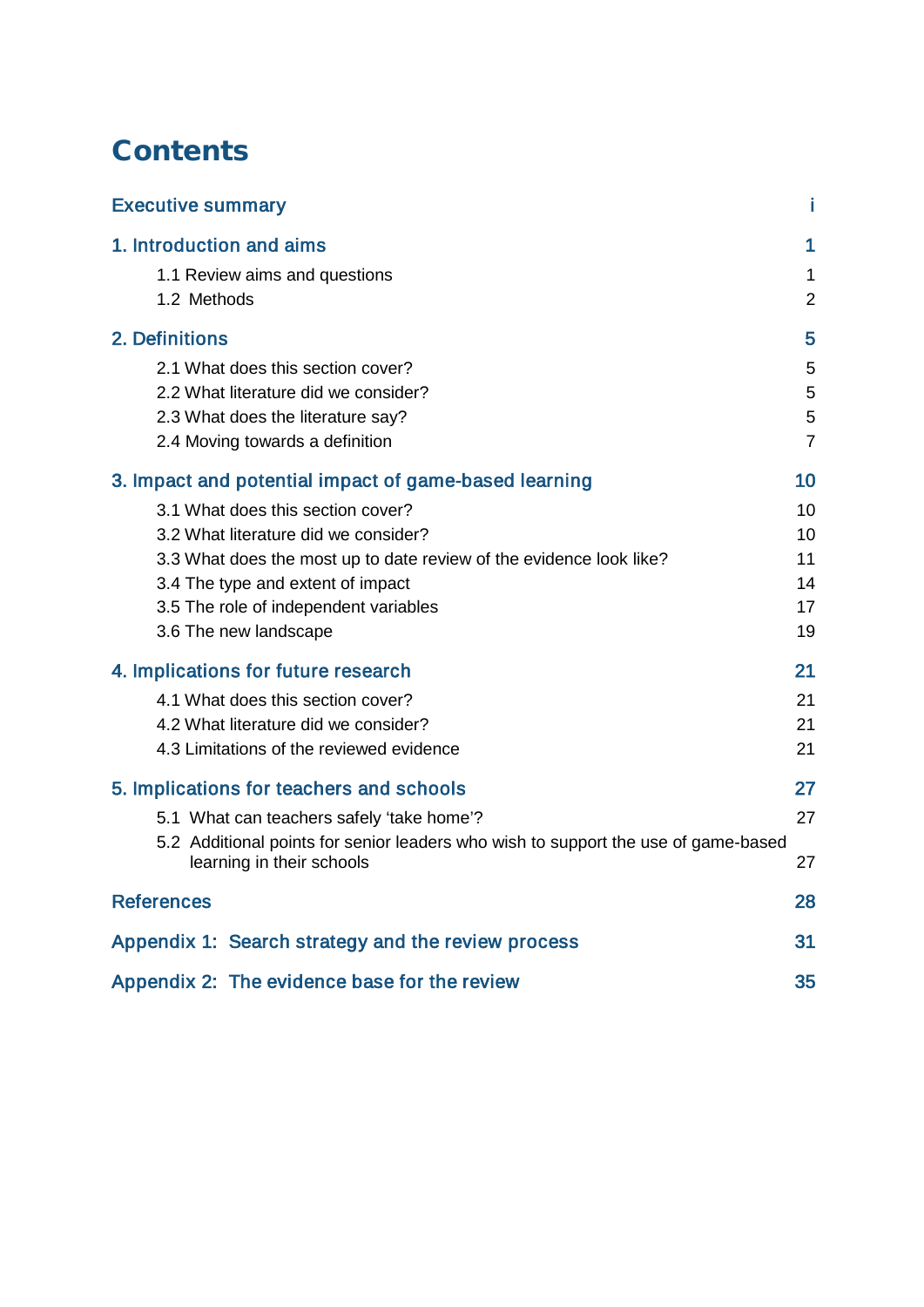# Contents

| | |
|---|---|
| **Executive summary** | **i** |
| **1. Introduction and aims** | **1** |
| 1.1 Review aims and questions | 1 |
| 1.2 Methods | 2 |
| **2. Definitions** | **5** |
| 2.1 What does this section cover? | 5 |
| 2.2 What literature did we consider? | 5 |
| 2.3 What does the literature say? | 5 |
| 2.4 Moving towards a definition | 7 |
| **3. Impact and potential impact of game-based learning** | **10** |
| 3.1 What does this section cover? | 10 |
| 3.2 What literature did we consider? | 10 |
| 3.3 What does the most up to date review of the evidence look like? | 11 |
| 3.4 The type and extent of impact | 14 |
| 3.5 The role of independent variables | 17 |
| 3.6 The new landscape | 19 |
| **4. Implications for future research** | **21** |
| 4.1 What does this section cover? | 21 |
| 4.2 What literature did we consider? | 21 |
| 4.3 Limitations of the reviewed evidence | 21 |
| **5. Implications for teachers and schools** | **27** |
| 5.1 What can teachers safely 'take home'? | 27 |
| 5.2 Additional points for senior leaders who wish to support the use of game-based learning in their schools | 27 |
| **References** | **28** |
| **Appendix 1: Search strategy and the review process** | **31** |
| **Appendix 2: The evidence base for the review** | **35** |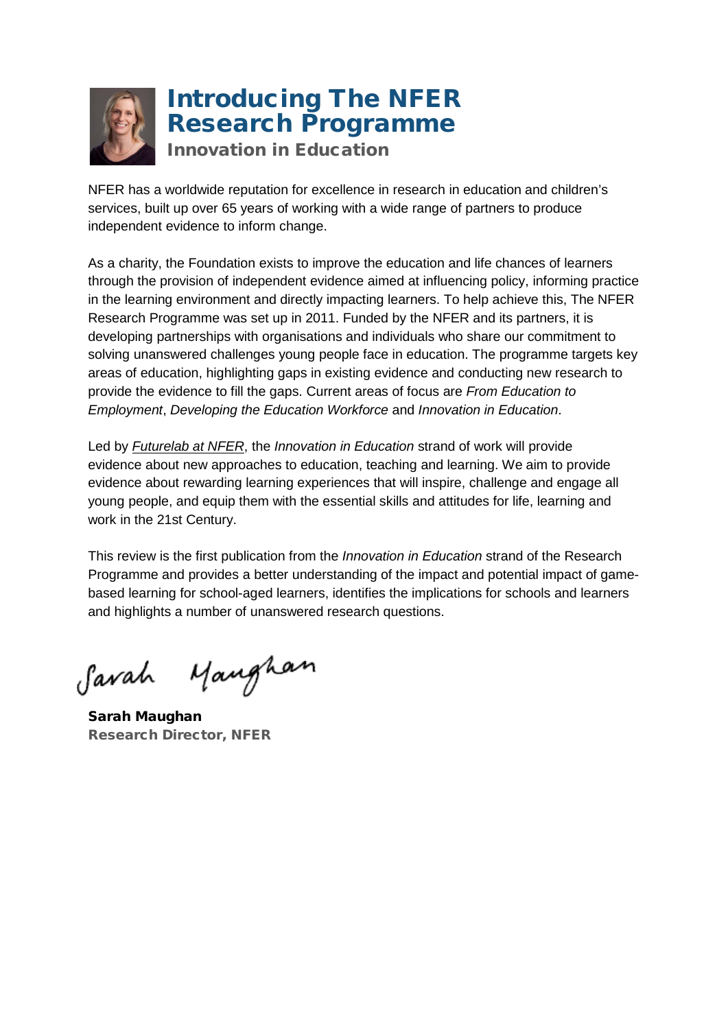# Introducing The NFER Research Programme

## Innovation in Education

NFER has a worldwide reputation for excellence in research in education and children's services, built up over 65 years of working with a wide range of partners to produce independent evidence to inform change.

As a charity, the Foundation exists to improve the education and life chances of learners through the provision of independent evidence aimed at influencing policy, informing practice in the learning environment and directly impacting learners. To help achieve this, The NFER Research Programme was set up in 2011. Funded by the NFER and its partners, it is developing partnerships with organisations and individuals who share our commitment to solving unanswered challenges young people face in education. The programme targets key areas of education, highlighting gaps in existing evidence and conducting new research to provide the evidence to fill the gaps. Current areas of focus are *From Education to Employment*, *Developing the Education Workforce* and *Innovation in Education*.

Led by *Futurelab at NFER*, the *Innovation in Education* strand of work will provide evidence about new approaches to education, teaching and learning. We aim to provide evidence about rewarding learning experiences that will inspire, challenge and engage all young people, and equip them with the essential skills and attitudes for life, learning and work in the 21st Century.

This review is the first publication from the *Innovation in Education* strand of the Research Programme and provides a better understanding of the impact and potential impact of game-based learning for school-aged learners, identifies the implications for schools and learners and highlights a number of unanswered research questions.

Sarah Maughan

**Sarah Maughan**
**Research Director, NFER**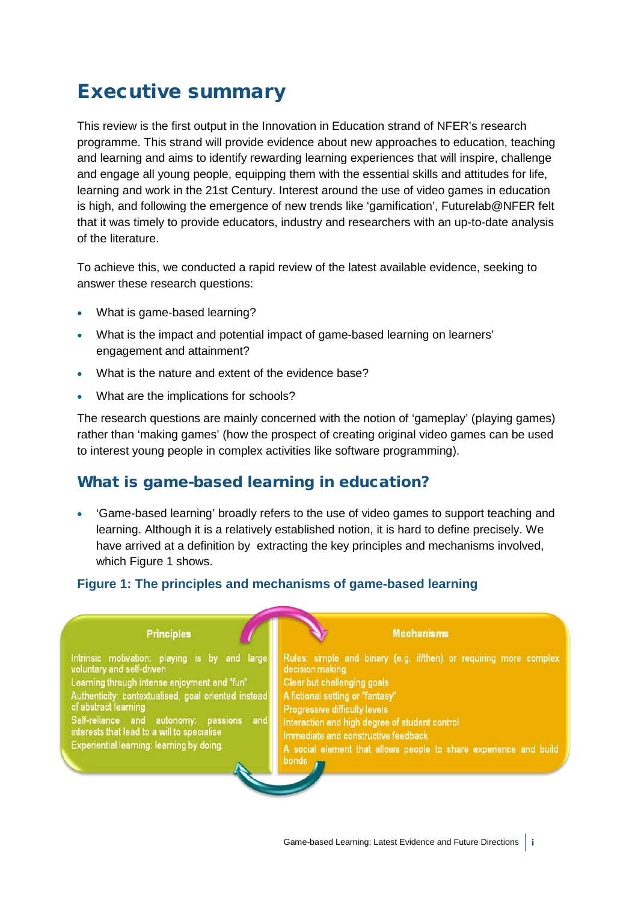# Executive summary

This review is the first output in the Innovation in Education strand of NFER's research programme. This strand will provide evidence about new approaches to education, teaching and learning and aims to identify rewarding learning experiences that will inspire, challenge and engage all young people, equipping them with the essential skills and attitudes for life, learning and work in the 21st Century. Interest around the use of video games in education is high, and following the emergence of new trends like 'gamification', Futurelab@NFER felt that it was timely to provide educators, industry and researchers with an up-to-date analysis of the literature.

To achieve this, we conducted a rapid review of the latest available evidence, seeking to answer these research questions:

- What is game-based learning?
- What is the impact and potential impact of game-based learning on learners' engagement and attainment?
- What is the nature and extent of the evidence base?
- What are the implications for schools?

The research questions are mainly concerned with the notion of 'gameplay' (playing games) rather than 'making games' (how the prospect of creating original video games can be used to interest young people in complex activities like software programming).

## What is game-based learning in education?

- 'Game-based learning' broadly refers to the use of video games to support teaching and learning. Although it is a relatively established notion, it is hard to define precisely. We have arrived at a definition by extracting the key principles and mechanisms involved, which Figure 1 shows.

**Figure 1: The principles and mechanisms of game-based learning**

Principles

Intrinsic motivation: playing is by and large voluntary and self-driven

Learning through intense enjoyment and "fun"

Authenticity: contextualised, goal oriented instead of abstract learning

Self-reliance and autonomy: passions and interests that lead to a will to specialise

Experiential learning: learning by doing.

Mechanisms

Rules: simple and binary (e.g. if/then) or requiring more complex decision making

Clear but challenging goals

A fictional setting or "fantasy"

Progressive difficulty levels

Interaction and high degree of student control

Immediate and constructive feedback

A social element that allows people to share experience and build bonds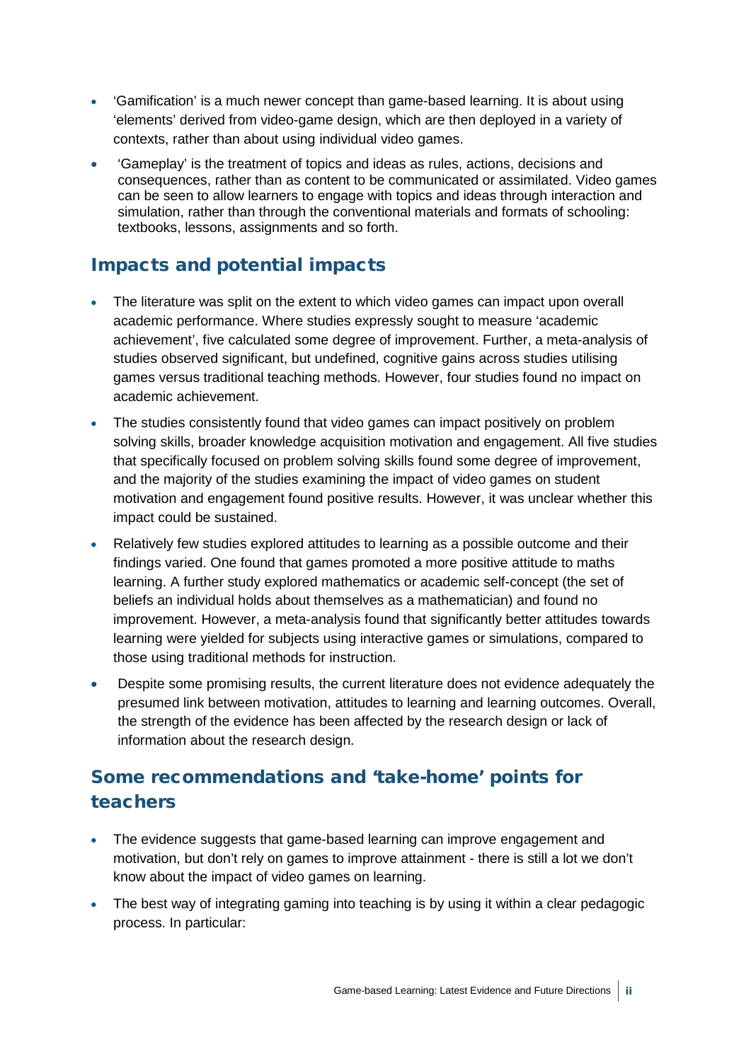- 'Gamification' is a much newer concept than game-based learning. It is about using 'elements' derived from video-game design, which are then deployed in a variety of contexts, rather than about using individual video games.
- 'Gameplay' is the treatment of topics and ideas as rules, actions, decisions and consequences, rather than as content to be communicated or assimilated. Video games can be seen to allow learners to engage with topics and ideas through interaction and simulation, rather than through the conventional materials and formats of schooling: textbooks, lessons, assignments and so forth.

## Impacts and potential impacts

- The literature was split on the extent to which video games can impact upon overall academic performance. Where studies expressly sought to measure 'academic achievement', five calculated some degree of improvement. Further, a meta-analysis of studies observed significant, but undefined, cognitive gains across studies utilising games versus traditional teaching methods. However, four studies found no impact on academic achievement.
- The studies consistently found that video games can impact positively on problem solving skills, broader knowledge acquisition motivation and engagement. All five studies that specifically focused on problem solving skills found some degree of improvement, and the majority of the studies examining the impact of video games on student motivation and engagement found positive results. However, it was unclear whether this impact could be sustained.
- Relatively few studies explored attitudes to learning as a possible outcome and their findings varied. One found that games promoted a more positive attitude to maths learning. A further study explored mathematics or academic self-concept (the set of beliefs an individual holds about themselves as a mathematician) and found no improvement. However, a meta-analysis found that significantly better attitudes towards learning were yielded for subjects using interactive games or simulations, compared to those using traditional methods for instruction.
- Despite some promising results, the current literature does not evidence adequately the presumed link between motivation, attitudes to learning and learning outcomes. Overall, the strength of the evidence has been affected by the research design or lack of information about the research design.

## Some recommendations and 'take-home' points for teachers

- The evidence suggests that game-based learning can improve engagement and motivation, but don't rely on games to improve attainment - there is still a lot we don't know about the impact of video games on learning.
- The best way of integrating gaming into teaching is by using it within a clear pedagogic process. In particular: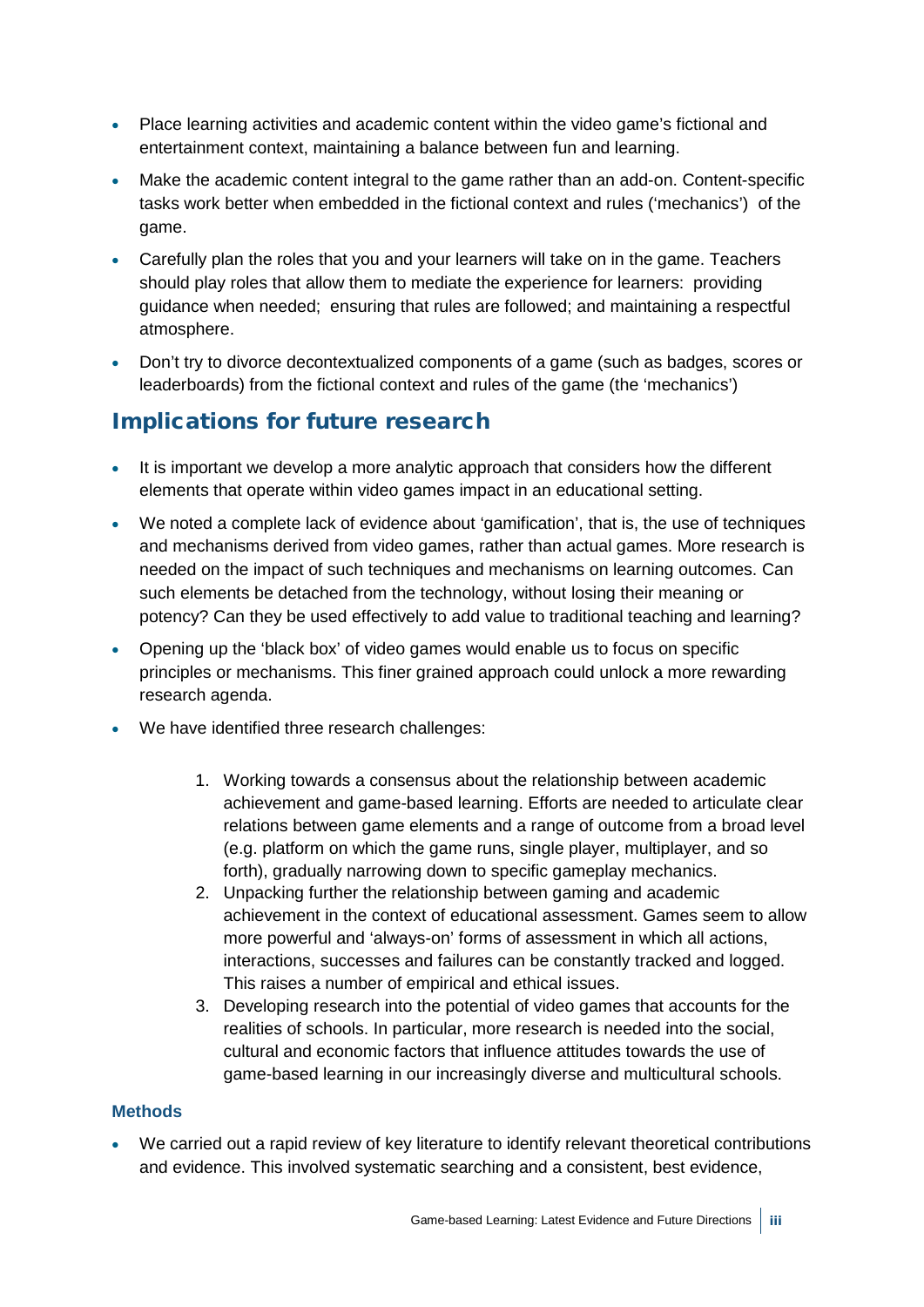- Place learning activities and academic content within the video game's fictional and entertainment context, maintaining a balance between fun and learning.
- Make the academic content integral to the game rather than an add-on. Content-specific tasks work better when embedded in the fictional context and rules ('mechanics') of the game.
- Carefully plan the roles that you and your learners will take on in the game. Teachers should play roles that allow them to mediate the experience for learners: providing guidance when needed; ensuring that rules are followed; and maintaining a respectful atmosphere.
- Don't try to divorce decontextualized components of a game (such as badges, scores or leaderboards) from the fictional context and rules of the game (the 'mechanics')

## Implications for future research

- It is important we develop a more analytic approach that considers how the different elements that operate within video games impact in an educational setting.
- We noted a complete lack of evidence about 'gamification', that is, the use of techniques and mechanisms derived from video games, rather than actual games. More research is needed on the impact of such techniques and mechanisms on learning outcomes. Can such elements be detached from the technology, without losing their meaning or potency? Can they be used effectively to add value to traditional teaching and learning?
- Opening up the 'black box' of video games would enable us to focus on specific principles or mechanisms. This finer grained approach could unlock a more rewarding research agenda.
- We have identified three research challenges:

    1. Working towards a consensus about the relationship between academic achievement and game-based learning. Efforts are needed to articulate clear relations between game elements and a range of outcome from a broad level (e.g. platform on which the game runs, single player, multiplayer, and so forth), gradually narrowing down to specific gameplay mechanics.
    2. Unpacking further the relationship between gaming and academic achievement in the context of educational assessment. Games seem to allow more powerful and 'always-on' forms of assessment in which all actions, interactions, successes and failures can be constantly tracked and logged. This raises a number of empirical and ethical issues.
    3. Developing research into the potential of video games that accounts for the realities of schools. In particular, more research is needed into the social, cultural and economic factors that influence attitudes towards the use of game-based learning in our increasingly diverse and multicultural schools.

### Methods

- We carried out a rapid review of key literature to identify relevant theoretical contributions and evidence. This involved systematic searching and a consistent, best evidence,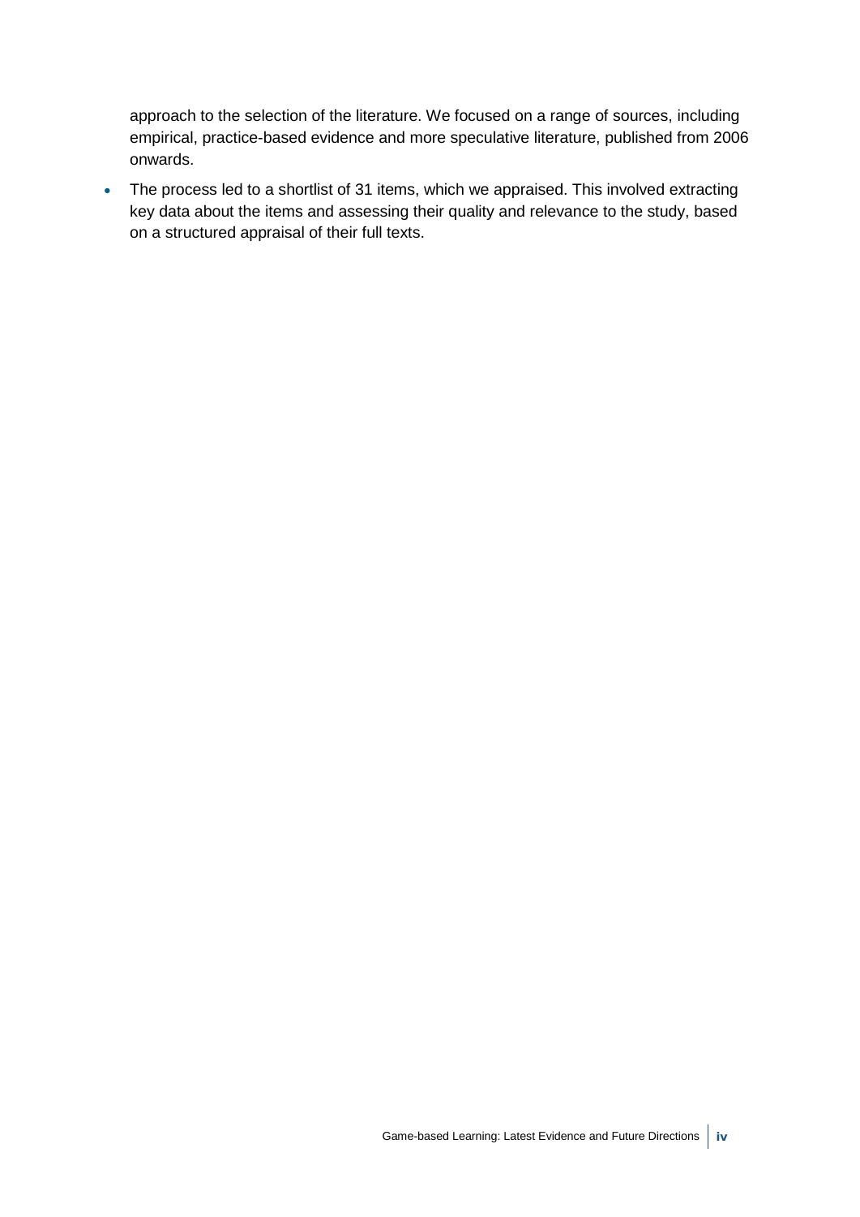approach to the selection of the literature. We focused on a range of sources, including empirical, practice-based evidence and more speculative literature, published from 2006 onwards.

- The process led to a shortlist of 31 items, which we appraised. This involved extracting key data about the items and assessing their quality and relevance to the study, based on a structured appraisal of their full texts.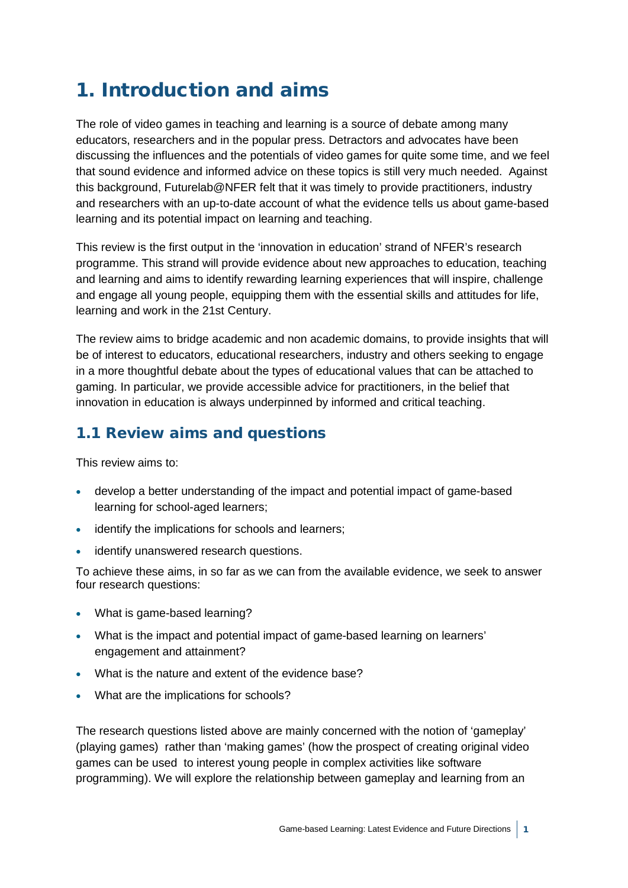# 1. Introduction and aims

The role of video games in teaching and learning is a source of debate among many educators, researchers and in the popular press. Detractors and advocates have been discussing the influences and the potentials of video games for quite some time, and we feel that sound evidence and informed advice on these topics is still very much needed. Against this background, Futurelab@NFER felt that it was timely to provide practitioners, industry and researchers with an up-to-date account of what the evidence tells us about game-based learning and its potential impact on learning and teaching.

This review is the first output in the 'innovation in education' strand of NFER's research programme. This strand will provide evidence about new approaches to education, teaching and learning and aims to identify rewarding learning experiences that will inspire, challenge and engage all young people, equipping them with the essential skills and attitudes for life, learning and work in the 21st Century.

The review aims to bridge academic and non academic domains, to provide insights that will be of interest to educators, educational researchers, industry and others seeking to engage in a more thoughtful debate about the types of educational values that can be attached to gaming. In particular, we provide accessible advice for practitioners, in the belief that innovation in education is always underpinned by informed and critical teaching.

## 1.1 Review aims and questions

This review aims to:

- develop a better understanding of the impact and potential impact of game-based learning for school-aged learners;
- identify the implications for schools and learners;
- identify unanswered research questions.

To achieve these aims, in so far as we can from the available evidence, we seek to answer four research questions:

- What is game-based learning?
- What is the impact and potential impact of game-based learning on learners' engagement and attainment?
- What is the nature and extent of the evidence base?
- What are the implications for schools?

The research questions listed above are mainly concerned with the notion of 'gameplay' (playing games) rather than 'making games' (how the prospect of creating original video games can be used to interest young people in complex activities like software programming). We will explore the relationship between gameplay and learning from an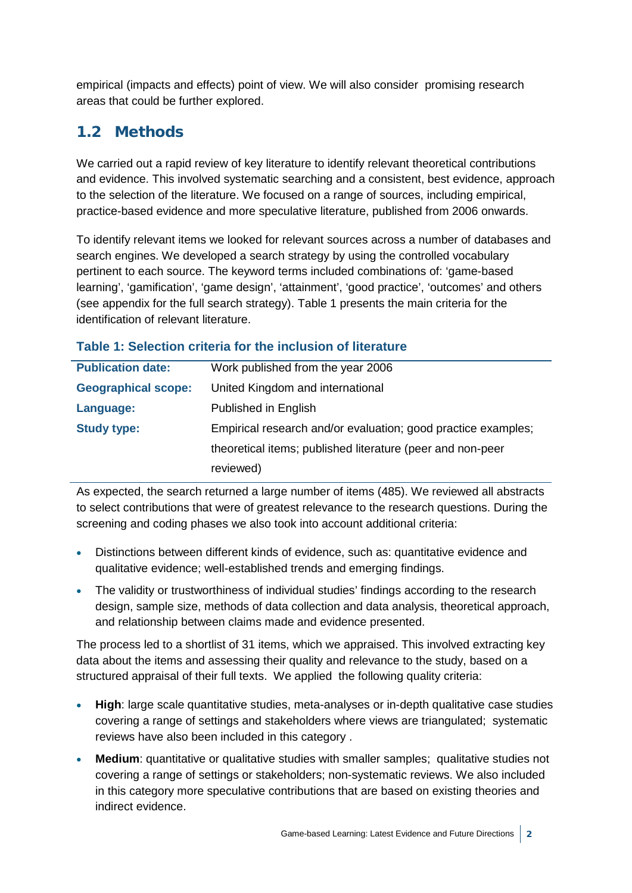empirical (impacts and effects) point of view. We will also consider promising research areas that could be further explored.

## 1.2 Methods

We carried out a rapid review of key literature to identify relevant theoretical contributions and evidence. This involved systematic searching and a consistent, best evidence, approach to the selection of the literature. We focused on a range of sources, including empirical, practice-based evidence and more speculative literature, published from 2006 onwards.

To identify relevant items we looked for relevant sources across a number of databases and search engines. We developed a search strategy by using the controlled vocabulary pertinent to each source. The keyword terms included combinations of: 'game-based learning', 'gamification', 'game design', 'attainment', 'good practice', 'outcomes' and others (see appendix for the full search strategy). Table 1 presents the main criteria for the identification of relevant literature.

**Table 1: Selection criteria for the inclusion of literature**

| | |
|---|---|
| **Publication date:** | Work published from the year 2006 |
| **Geographical scope:** | United Kingdom and international |
| **Language:** | Published in English |
| **Study type:** | Empirical research and/or evaluation; good practice examples; theoretical items; published literature (peer and non-peer reviewed) |

As expected, the search returned a large number of items (485). We reviewed all abstracts to select contributions that were of greatest relevance to the research questions. During the screening and coding phases we also took into account additional criteria:

- Distinctions between different kinds of evidence, such as: quantitative evidence and qualitative evidence; well-established trends and emerging findings.
- The validity or trustworthiness of individual studies' findings according to the research design, sample size, methods of data collection and data analysis, theoretical approach, and relationship between claims made and evidence presented.

The process led to a shortlist of 31 items, which we appraised. This involved extracting key data about the items and assessing their quality and relevance to the study, based on a structured appraisal of their full texts. We applied the following quality criteria:

- **High**: large scale quantitative studies, meta-analyses or in-depth qualitative case studies covering a range of settings and stakeholders where views are triangulated; systematic reviews have also been included in this category .
- **Medium**: quantitative or qualitative studies with smaller samples; qualitative studies not covering a range of settings or stakeholders; non-systematic reviews. We also included in this category more speculative contributions that are based on existing theories and indirect evidence.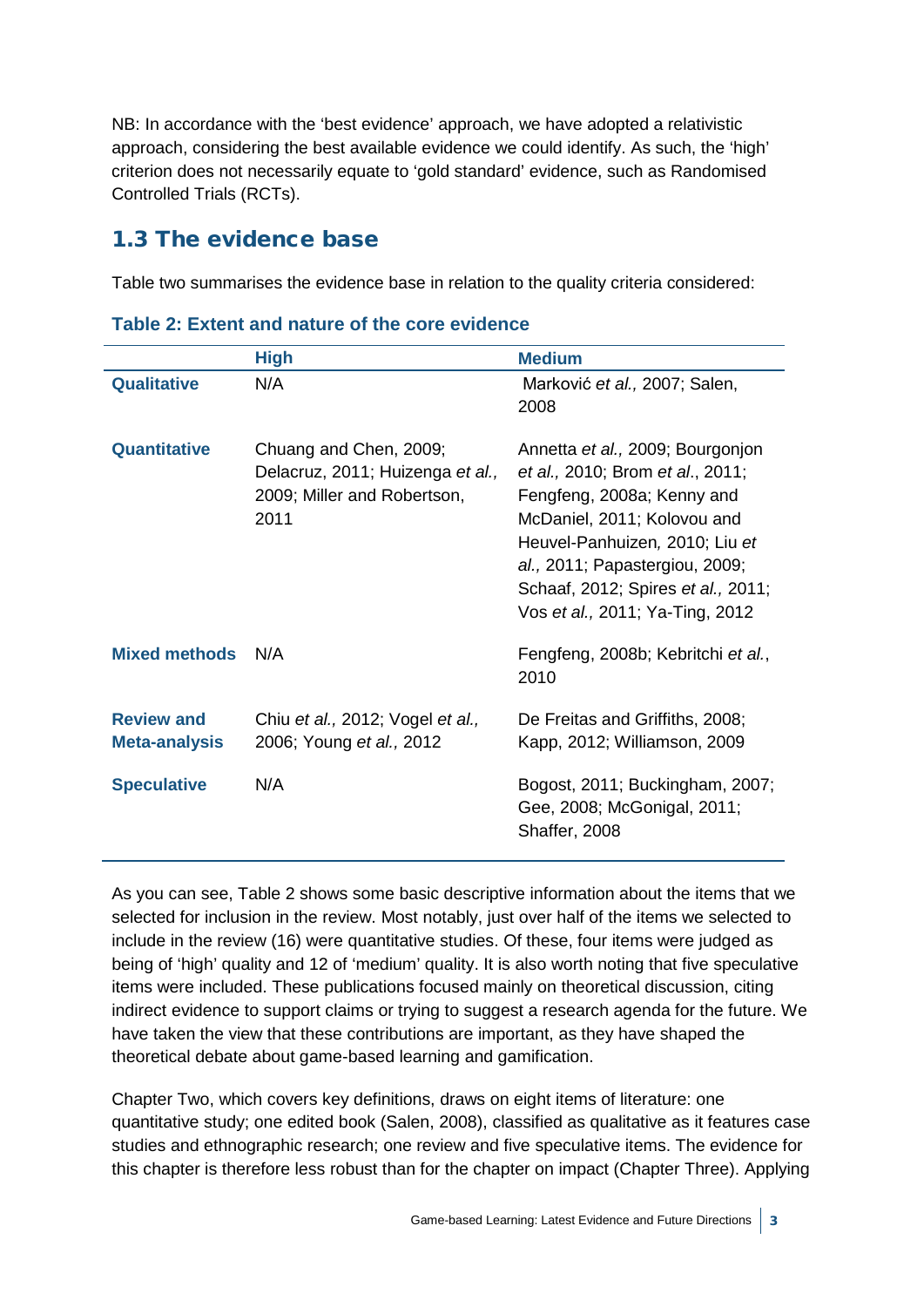NB: In accordance with the 'best evidence' approach, we have adopted a relativistic approach, considering the best available evidence we could identify. As such, the 'high' criterion does not necessarily equate to 'gold standard' evidence, such as Randomised Controlled Trials (RCTs).

## 1.3 The evidence base

Table two summarises the evidence base in relation to the quality criteria considered:

**Table 2: Extent and nature of the core evidence**

| | High | Medium |
|---|---|---|
| **Qualitative** | N/A | Marković *et al.,* 2007; Salen, 2008 |
| **Quantitative** | Chuang and Chen, 2009; Delacruz, 2011; Huizenga *et al.,* 2009; Miller and Robertson, 2011 | Annetta *et al.,* 2009; Bourgonjon *et al.,* 2010; Brom *et al*., 2011; Fengfeng, 2008a; Kenny and McDaniel, 2011; Kolovou and Heuvel-Panhuizen, 2010; Liu *et al.,* 2011; Papastergiou, 2009; Schaaf, 2012; Spires *et al.,* 2011; Vos *et al.,* 2011; Ya-Ting, 2012 |
| **Mixed methods** | N/A | Fengfeng, 2008b; Kebritchi *et al.*, 2010 |
| **Review and Meta-analysis** | Chiu *et al.,* 2012; Vogel *et al.,* 2006; Young *et al.,* 2012 | De Freitas and Griffiths, 2008; Kapp, 2012; Williamson, 2009 |
| **Speculative** | N/A | Bogost, 2011; Buckingham, 2007; Gee, 2008; McGonigal, 2011; Shaffer, 2008 |

As you can see, Table 2 shows some basic descriptive information about the items that we selected for inclusion in the review. Most notably, just over half of the items we selected to include in the review (16) were quantitative studies. Of these, four items were judged as being of 'high' quality and 12 of 'medium' quality. It is also worth noting that five speculative items were included. These publications focused mainly on theoretical discussion, citing indirect evidence to support claims or trying to suggest a research agenda for the future. We have taken the view that these contributions are important, as they have shaped the theoretical debate about game-based learning and gamification.

Chapter Two, which covers key definitions, draws on eight items of literature: one quantitative study; one edited book (Salen, 2008), classified as qualitative as it features case studies and ethnographic research; one review and five speculative items. The evidence for this chapter is therefore less robust than for the chapter on impact (Chapter Three). Applying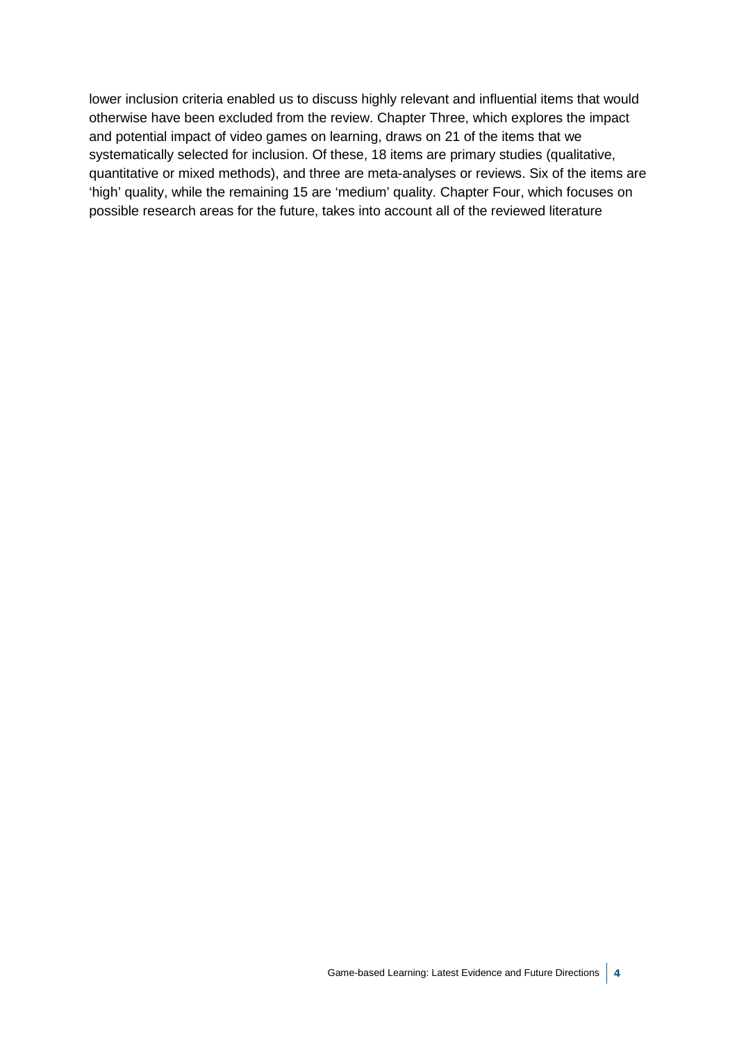lower inclusion criteria enabled us to discuss highly relevant and influential items that would otherwise have been excluded from the review. Chapter Three, which explores the impact and potential impact of video games on learning, draws on 21 of the items that we systematically selected for inclusion. Of these, 18 items are primary studies (qualitative, quantitative or mixed methods), and three are meta-analyses or reviews. Six of the items are 'high' quality, while the remaining 15 are 'medium' quality. Chapter Four, which focuses on possible research areas for the future, takes into account all of the reviewed literature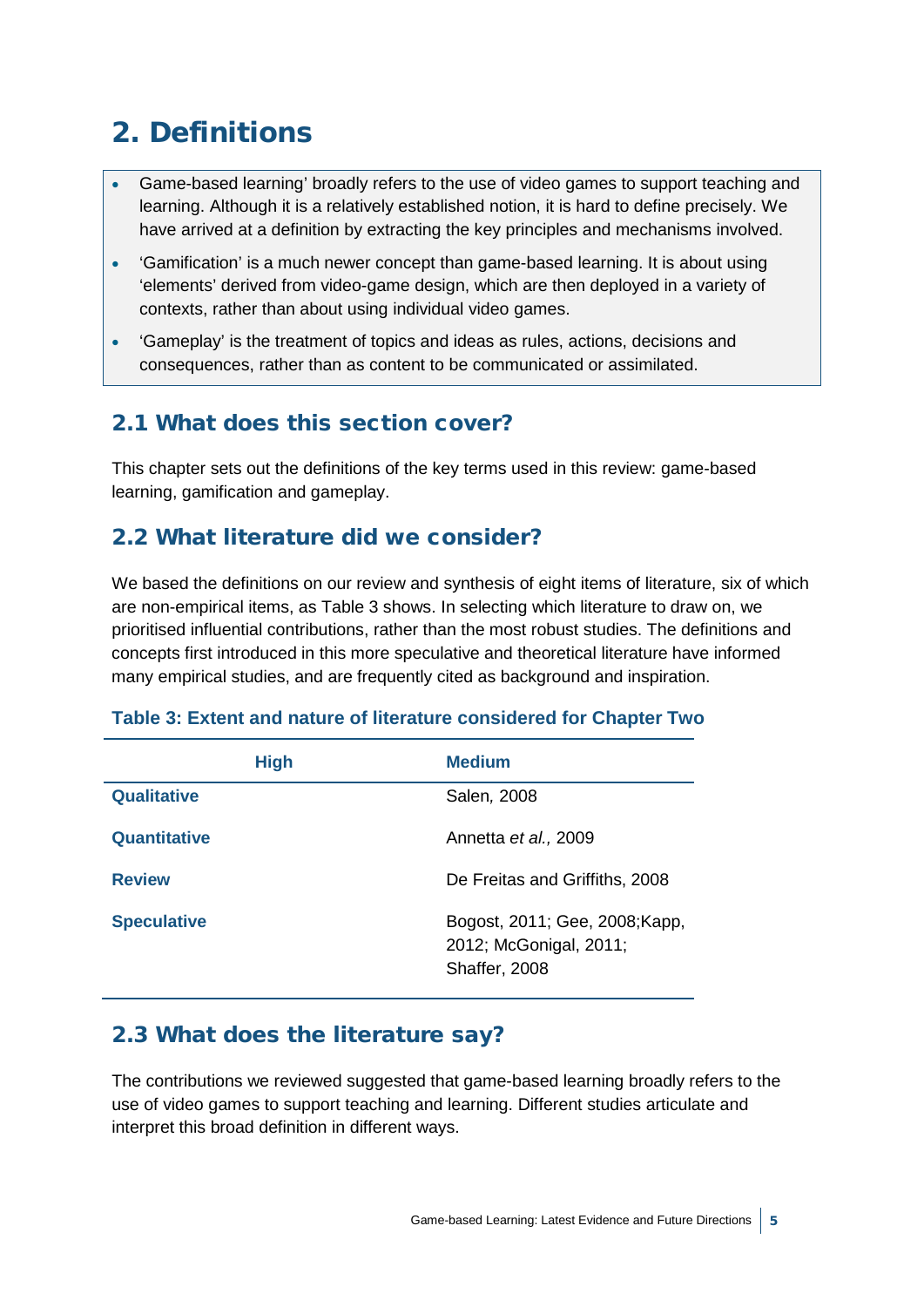# 2. Definitions

- Game-based learning' broadly refers to the use of video games to support teaching and learning. Although it is a relatively established notion, it is hard to define precisely. We have arrived at a definition by extracting the key principles and mechanisms involved.
- 'Gamification' is a much newer concept than game-based learning. It is about using 'elements' derived from video-game design, which are then deployed in a variety of contexts, rather than about using individual video games.
- 'Gameplay' is the treatment of topics and ideas as rules, actions, decisions and consequences, rather than as content to be communicated or assimilated.

## 2.1 What does this section cover?

This chapter sets out the definitions of the key terms used in this review: game-based learning, gamification and gameplay.

## 2.2 What literature did we consider?

We based the definitions on our review and synthesis of eight items of literature, six of which are non-empirical items, as Table 3 shows. In selecting which literature to draw on, we prioritised influential contributions, rather than the most robust studies. The definitions and concepts first introduced in this more speculative and theoretical literature have informed many empirical studies, and are frequently cited as background and inspiration.

**Table 3: Extent and nature of literature considered for Chapter Two**

| | High | Medium |
|---|---|---|
| **Qualitative** | | Salen, 2008 |
| **Quantitative** | | Annetta *et al.,* 2009 |
| **Review** | | De Freitas and Griffiths, 2008 |
| **Speculative** | | Bogost, 2011; Gee, 2008;Kapp, 2012; McGonigal, 2011; Shaffer, 2008 |

## 2.3 What does the literature say?

The contributions we reviewed suggested that game-based learning broadly refers to the use of video games to support teaching and learning. Different studies articulate and interpret this broad definition in different ways.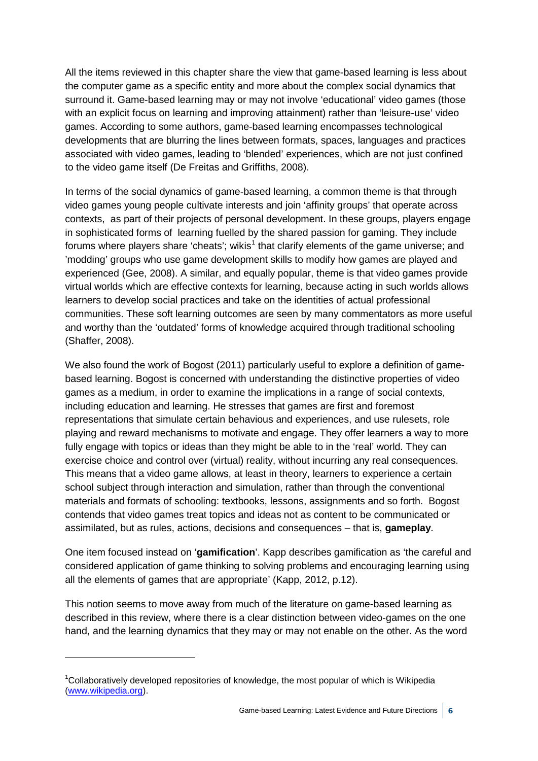All the items reviewed in this chapter share the view that game-based learning is less about the computer game as a specific entity and more about the complex social dynamics that surround it. Game-based learning may or may not involve 'educational' video games (those with an explicit focus on learning and improving attainment) rather than 'leisure-use' video games. According to some authors, game-based learning encompasses technological developments that are blurring the lines between formats, spaces, languages and practices associated with video games, leading to 'blended' experiences, which are not just confined to the video game itself (De Freitas and Griffiths, 2008).

In terms of the social dynamics of game-based learning, a common theme is that through video games young people cultivate interests and join 'affinity groups' that operate across contexts, as part of their projects of personal development. In these groups, players engage in sophisticated forms of learning fuelled by the shared passion for gaming. They include forums where players share 'cheats'; wikis[1] that clarify elements of the game universe; and 'modding' groups who use game development skills to modify how games are played and experienced (Gee, 2008). A similar, and equally popular, theme is that video games provide virtual worlds which are effective contexts for learning, because acting in such worlds allows learners to develop social practices and take on the identities of actual professional communities. These soft learning outcomes are seen by many commentators as more useful and worthy than the 'outdated' forms of knowledge acquired through traditional schooling (Shaffer, 2008).

We also found the work of Bogost (2011) particularly useful to explore a definition of game-based learning. Bogost is concerned with understanding the distinctive properties of video games as a medium, in order to examine the implications in a range of social contexts, including education and learning. He stresses that games are first and foremost representations that simulate certain behavious and experiences, and use rulesets, role playing and reward mechanisms to motivate and engage. They offer learners a way to more fully engage with topics or ideas than they might be able to in the 'real' world. They can exercise choice and control over (virtual) reality, without incurring any real consequences. This means that a video game allows, at least in theory, learners to experience a certain school subject through interaction and simulation, rather than through the conventional materials and formats of schooling: textbooks, lessons, assignments and so forth. Bogost contends that video games treat topics and ideas not as content to be communicated or assimilated, but as rules, actions, decisions and consequences – that is, **gameplay**.

One item focused instead on '**gamification**'. Kapp describes gamification as 'the careful and considered application of game thinking to solving problems and encouraging learning using all the elements of games that are appropriate' (Kapp, 2012, p.12).

This notion seems to move away from much of the literature on game-based learning as described in this review, where there is a clear distinction between video-games on the one hand, and the learning dynamics that they may or may not enable on the other. As the word

[1] Collaboratively developed repositories of knowledge, the most popular of which is Wikipedia (www.wikipedia.org).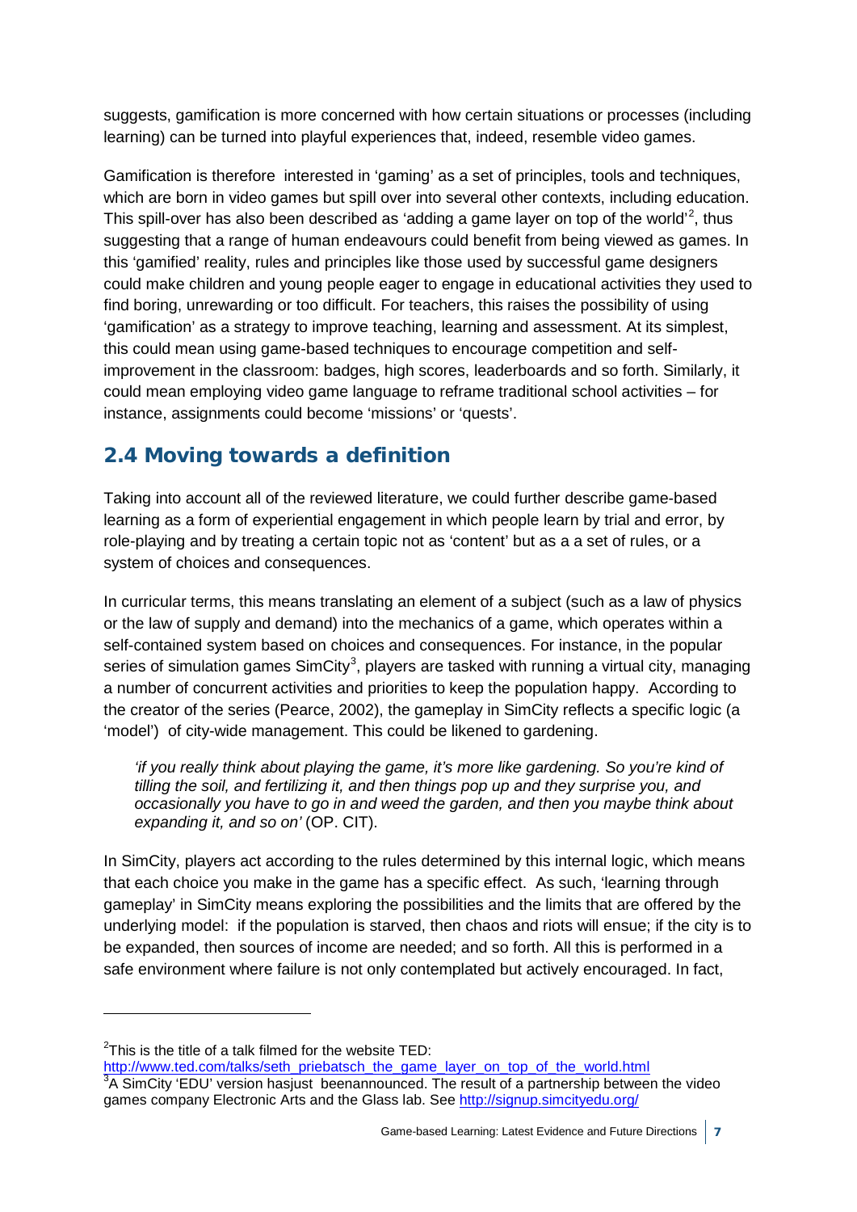suggests, gamification is more concerned with how certain situations or processes (including learning) can be turned into playful experiences that, indeed, resemble video games.

Gamification is therefore interested in 'gaming' as a set of principles, tools and techniques, which are born in video games but spill over into several other contexts, including education. This spill-over has also been described as 'adding a game layer on top of the world'[2], thus suggesting that a range of human endeavours could benefit from being viewed as games. In this 'gamified' reality, rules and principles like those used by successful game designers could make children and young people eager to engage in educational activities they used to find boring, unrewarding or too difficult. For teachers, this raises the possibility of using 'gamification' as a strategy to improve teaching, learning and assessment. At its simplest, this could mean using game-based techniques to encourage competition and self-improvement in the classroom: badges, high scores, leaderboards and so forth. Similarly, it could mean employing video game language to reframe traditional school activities – for instance, assignments could become 'missions' or 'quests'.

## 2.4 Moving towards a definition

Taking into account all of the reviewed literature, we could further describe game-based learning as a form of experiential engagement in which people learn by trial and error, by role-playing and by treating a certain topic not as 'content' but as a a set of rules, or a system of choices and consequences.

In curricular terms, this means translating an element of a subject (such as a law of physics or the law of supply and demand) into the mechanics of a game, which operates within a self-contained system based on choices and consequences. For instance, in the popular series of simulation games SimCity[3], players are tasked with running a virtual city, managing a number of concurrent activities and priorities to keep the population happy. According to the creator of the series (Pearce, 2002), the gameplay in SimCity reflects a specific logic (a 'model') of city-wide management. This could be likened to gardening.

> *'if you really think about playing the game, it's more like gardening. So you're kind of tilling the soil, and fertilizing it, and then things pop up and they surprise you, and occasionally you have to go in and weed the garden, and then you maybe think about expanding it, and so on'* (OP. CIT).

In SimCity, players act according to the rules determined by this internal logic, which means that each choice you make in the game has a specific effect. As such, 'learning through gameplay' in SimCity means exploring the possibilities and the limits that are offered by the underlying model: if the population is starved, then chaos and riots will ensue; if the city is to be expanded, then sources of income are needed; and so forth. All this is performed in a safe environment where failure is not only contemplated but actively encouraged. In fact,

---

[2] This is the title of a talk filmed for the website TED: http://www.ted.com/talks/seth_priebatsch_the_game_layer_on_top_of_the_world.html

[3] A SimCity 'EDU' version hasjust beenannounced. The result of a partnership between the video games company Electronic Arts and the Glass lab. See http://signup.simcityedu.org/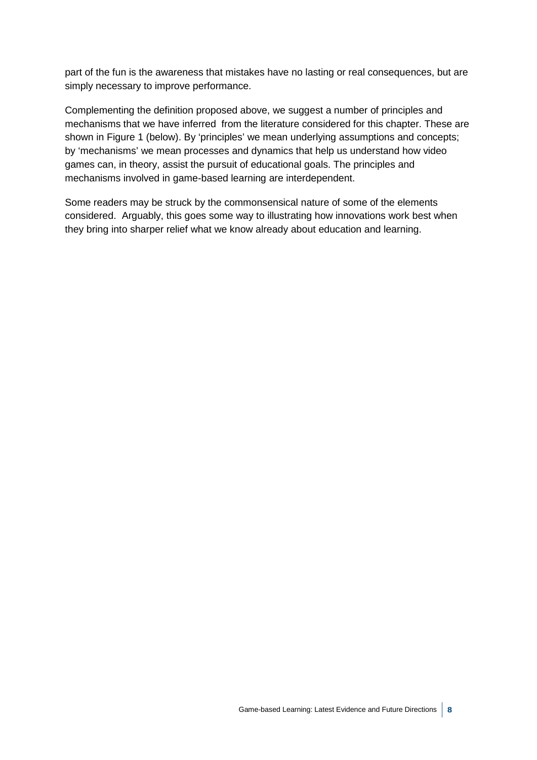part of the fun is the awareness that mistakes have no lasting or real consequences, but are simply necessary to improve performance.

Complementing the definition proposed above, we suggest a number of principles and mechanisms that we have inferred from the literature considered for this chapter. These are shown in Figure 1 (below). By 'principles' we mean underlying assumptions and concepts; by 'mechanisms' we mean processes and dynamics that help us understand how video games can, in theory, assist the pursuit of educational goals. The principles and mechanisms involved in game-based learning are interdependent.

Some readers may be struck by the commonsensical nature of some of the elements considered. Arguably, this goes some way to illustrating how innovations work best when they bring into sharper relief what we know already about education and learning.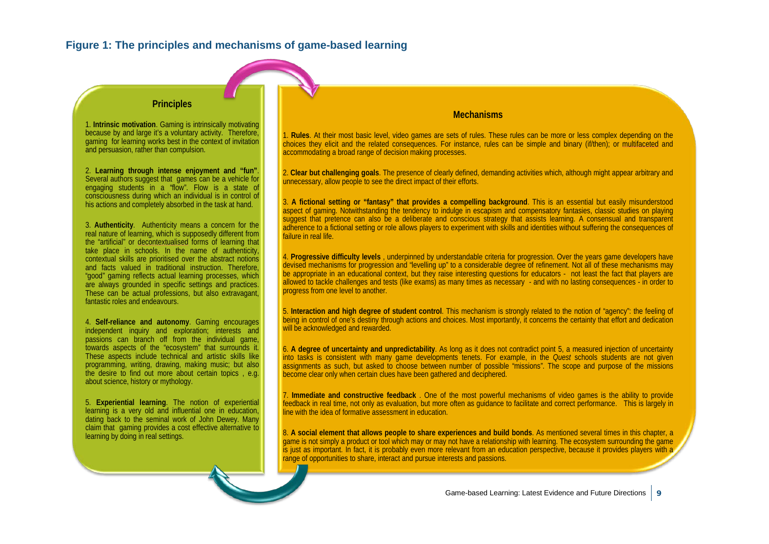## Figure 1: The principles and mechanisms of game-based learning

### Principles

1. **Intrinsic motivation**. Gaming is intrinsically motivating because by and large it's a voluntary activity. Therefore, gaming for learning works best in the context of invitation and persuasion, rather than compulsion.

2. **Learning through intense enjoyment and "fun"**. Several authors suggest that games can be a vehicle for engaging students in a "flow". Flow is a state of consciousness during which an individual is in control of his actions and completely absorbed in the task at hand.

3. **Authenticity**. Authenticity means a concern for the real nature of learning, which is supposedly different from the "artificial" or decontextualised forms of learning that take place in schools. In the name of authenticity, contextual skills are prioritised over the abstract notions and facts valued in traditional instruction. Therefore, "good" gaming reflects actual learning processes, which are always grounded in specific settings and practices. These can be actual professions, but also extravagant, fantastic roles and endeavours.

4. **Self-reliance and autonomy**. Gaming encourages independent inquiry and exploration; interests and passions can branch off from the individual game, towards aspects of the "ecosystem" that surrounds it. These aspects include technical and artistic skills like programming, writing, drawing, making music; but also the desire to find out more about certain topics , e.g. about science, history or mythology.

5. **Experiential learning**. The notion of experiential learning is a very old and influential one in education, dating back to the seminal work of John Dewey. Many claim that gaming provides a cost effective alternative to learning by doing in real settings.

### Mechanisms

1. **Rules**. At their most basic level, video games are sets of rules. These rules can be more or less complex depending on the choices they elicit and the related consequences. For instance, rules can be simple and binary (if/then); or multifaceted and accommodating a broad range of decision making processes.

2. **Clear but challenging goals**. The presence of clearly defined, demanding activities which, although might appear arbitrary and unnecessary, allow people to see the direct impact of their efforts.

3. **A fictional setting or "fantasy" that provides a compelling background**. This is an essential but easily misunderstood aspect of gaming. Notwithstanding the tendency to indulge in escapism and compensatory fantasies, classic studies on playing suggest that pretence can also be a deliberate and conscious strategy that assists learning. A consensual and transparent adherence to a fictional setting or role allows players to experiment with skills and identities without suffering the consequences of failure in real life.

4. **Progressive difficulty levels** , underpinned by understandable criteria for progression. Over the years game developers have devised mechanisms for progression and "levelling up" to a considerable degree of refinement. Not all of these mechanisms may be appropriate in an educational context, but they raise interesting questions for educators - not least the fact that players are allowed to tackle challenges and tests (like exams) as many times as necessary - and with no lasting consequences - in order to progress from one level to another.

5. **Interaction and high degree of student control**. This mechanism is strongly related to the notion of "agency": the feeling of being in control of one's destiny through actions and choices. Most importantly, it concerns the certainty that effort and dedication will be acknowledged and rewarded.

6. **A degree of uncertainty and unpredictability**. As long as it does not contradict point 5, a measured injection of uncertainty into tasks is consistent with many game developments tenets. For example, in the *Quest* schools students are not given assignments as such, but asked to choose between number of possible "missions". The scope and purpose of the missions become clear only when certain clues have been gathered and deciphered.

7. **Immediate and constructive feedback** . One of the most powerful mechanisms of video games is the ability to provide feedback in real time, not only as evaluation, but more often as guidance to facilitate and correct performance. This is largely in line with the idea of formative assessment in education.

8. **A social element that allows people to share experiences and build bonds**. As mentioned several times in this chapter, a game is not simply a product or tool which may or may not have a relationship with learning. The ecosystem surrounding the game is just as important. In fact, it is probably even more relevant from an education perspective, because it provides players with a range of opportunities to share, interact and pursue interests and passions.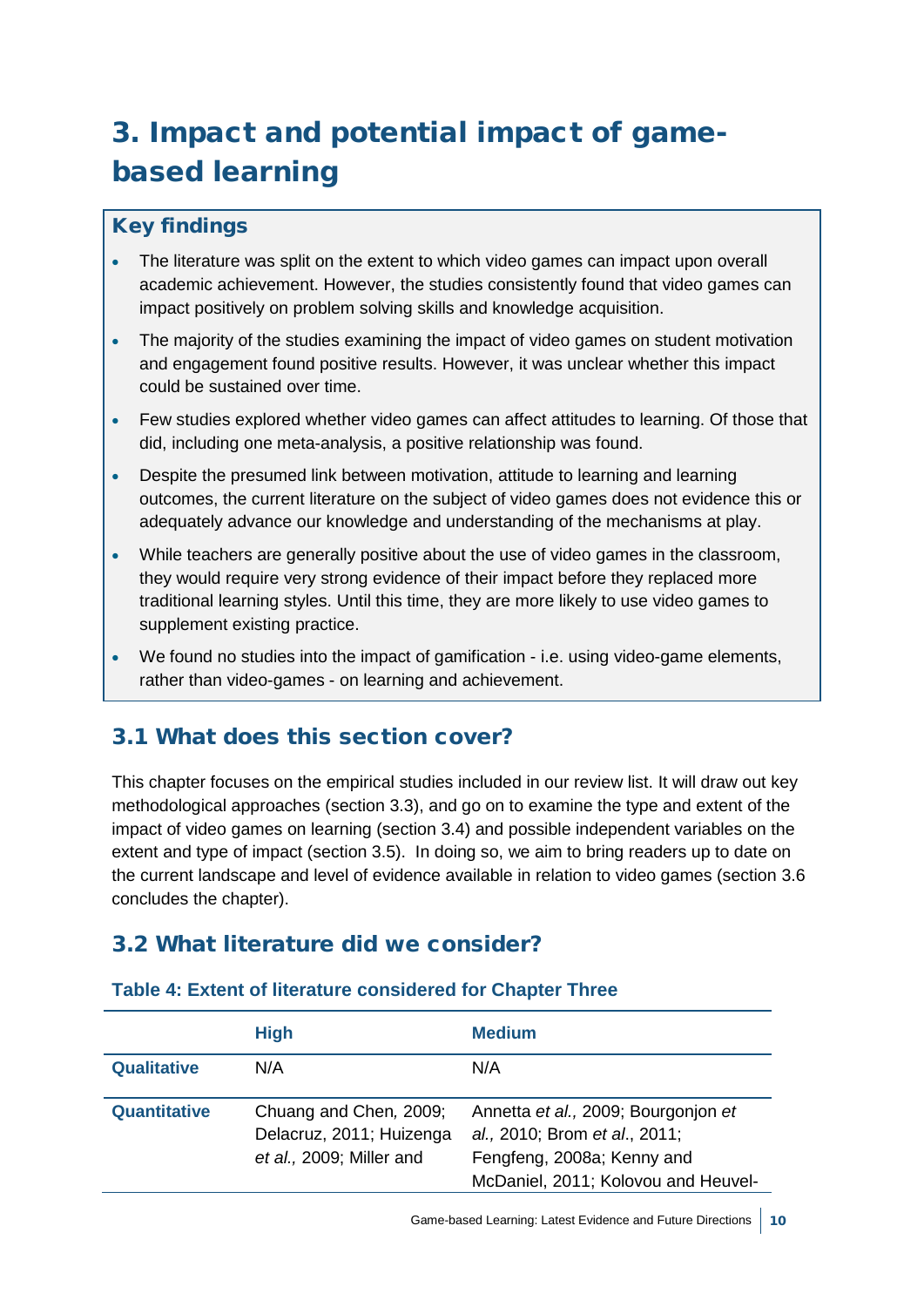# 3. Impact and potential impact of game-based learning

## Key findings

- The literature was split on the extent to which video games can impact upon overall academic achievement. However, the studies consistently found that video games can impact positively on problem solving skills and knowledge acquisition.
- The majority of the studies examining the impact of video games on student motivation and engagement found positive results. However, it was unclear whether this impact could be sustained over time.
- Few studies explored whether video games can affect attitudes to learning. Of those that did, including one meta-analysis, a positive relationship was found.
- Despite the presumed link between motivation, attitude to learning and learning outcomes, the current literature on the subject of video games does not evidence this or adequately advance our knowledge and understanding of the mechanisms at play.
- While teachers are generally positive about the use of video games in the classroom, they would require very strong evidence of their impact before they replaced more traditional learning styles. Until this time, they are more likely to use video games to supplement existing practice.
- We found no studies into the impact of gamification - i.e. using video-game elements, rather than video-games - on learning and achievement.

## 3.1 What does this section cover?

This chapter focuses on the empirical studies included in our review list. It will draw out key methodological approaches (section 3.3), and go on to examine the type and extent of the impact of video games on learning (section 3.4) and possible independent variables on the extent and type of impact (section 3.5). In doing so, we aim to bring readers up to date on the current landscape and level of evidence available in relation to video games (section 3.6 concludes the chapter).

## 3.2 What literature did we consider?

**Table 4: Extent of literature considered for Chapter Three**

| | High | Medium |
|---|---|---|
| **Qualitative** | N/A | N/A |
| **Quantitative** | Chuang and Chen, 2009; Delacruz, 2011; Huizenga *et al.,* 2009; Miller and | Annetta *et al.,* 2009; Bourgonjon *et al.,* 2010; Brom *et al*., 2011; Fengfeng, 2008a; Kenny and McDaniel, 2011; Kolovou and Heuvel- |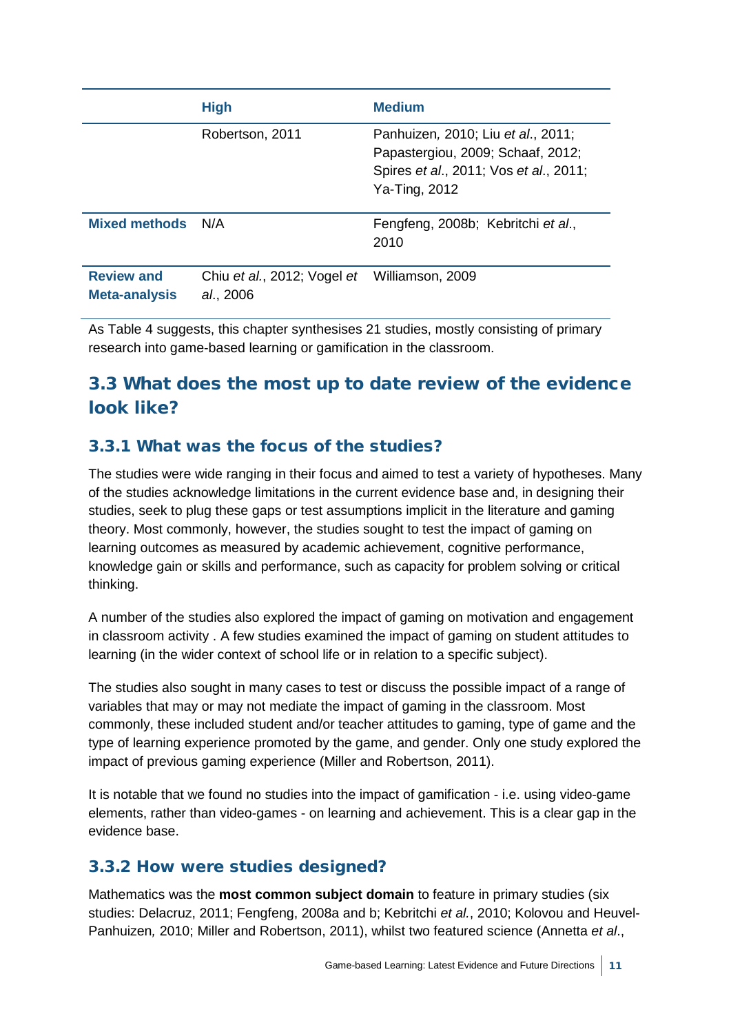| | High | Medium |
|---|---|---|
| | Robertson, 2011 | Panhuizen*,* 2010; Liu *et al*., 2011; Papastergiou, 2009; Schaaf, 2012; Spires *et al*., 2011; Vos *et al*., 2011; Ya-Ting, 2012 |
| **Mixed methods** | N/A | Fengfeng, 2008b; Kebritchi *et al*., 2010 |
| **Review and Meta-analysis** | Chiu *et al.*, 2012; Vogel *et al*., 2006 | Williamson, 2009 |

As Table 4 suggests, this chapter synthesises 21 studies, mostly consisting of primary research into game-based learning or gamification in the classroom.

## 3.3 What does the most up to date review of the evidence look like?

### 3.3.1 What was the focus of the studies?

The studies were wide ranging in their focus and aimed to test a variety of hypotheses. Many of the studies acknowledge limitations in the current evidence base and, in designing their studies, seek to plug these gaps or test assumptions implicit in the literature and gaming theory. Most commonly, however, the studies sought to test the impact of gaming on learning outcomes as measured by academic achievement, cognitive performance, knowledge gain or skills and performance, such as capacity for problem solving or critical thinking.

A number of the studies also explored the impact of gaming on motivation and engagement in classroom activity . A few studies examined the impact of gaming on student attitudes to learning (in the wider context of school life or in relation to a specific subject).

The studies also sought in many cases to test or discuss the possible impact of a range of variables that may or may not mediate the impact of gaming in the classroom. Most commonly, these included student and/or teacher attitudes to gaming, type of game and the type of learning experience promoted by the game, and gender. Only one study explored the impact of previous gaming experience (Miller and Robertson, 2011).

It is notable that we found no studies into the impact of gamification - i.e. using video-game elements, rather than video-games - on learning and achievement. This is a clear gap in the evidence base.

### 3.3.2 How were studies designed?

Mathematics was the **most common subject domain** to feature in primary studies (six studies: Delacruz, 2011; Fengfeng, 2008a and b; Kebritchi *et al.*, 2010; Kolovou and Heuvel-Panhuizen*,* 2010; Miller and Robertson, 2011), whilst two featured science (Annetta *et al*.,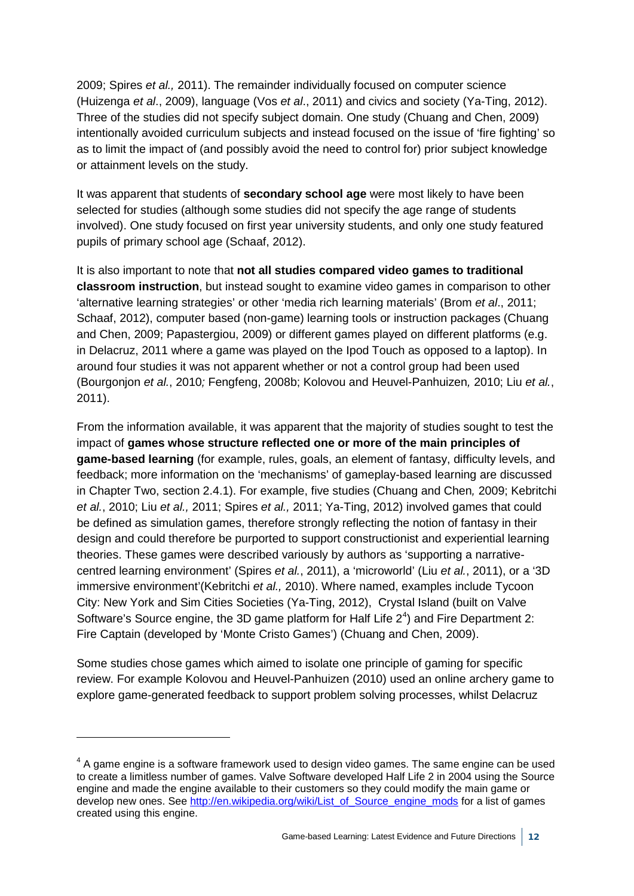2009; Spires *et al.,* 2011). The remainder individually focused on computer science (Huizenga *et al*., 2009), language (Vos *et al*., 2011) and civics and society (Ya-Ting, 2012). Three of the studies did not specify subject domain. One study (Chuang and Chen, 2009) intentionally avoided curriculum subjects and instead focused on the issue of 'fire fighting' so as to limit the impact of (and possibly avoid the need to control for) prior subject knowledge or attainment levels on the study.

It was apparent that students of **secondary school age** were most likely to have been selected for studies (although some studies did not specify the age range of students involved). One study focused on first year university students, and only one study featured pupils of primary school age (Schaaf, 2012).

It is also important to note that **not all studies compared video games to traditional classroom instruction**, but instead sought to examine video games in comparison to other 'alternative learning strategies' or other 'media rich learning materials' (Brom *et al*., 2011; Schaaf, 2012), computer based (non-game) learning tools or instruction packages (Chuang and Chen, 2009; Papastergiou, 2009) or different games played on different platforms (e.g. in Delacruz, 2011 where a game was played on the Ipod Touch as opposed to a laptop). In around four studies it was not apparent whether or not a control group had been used (Bourgonjon *et al.*, 2010*;* Fengfeng, 2008b; Kolovou and Heuvel-Panhuizen*,* 2010; Liu *et al.*, 2011).

From the information available, it was apparent that the majority of studies sought to test the impact of **games whose structure reflected one or more of the main principles of game-based learning** (for example, rules, goals, an element of fantasy, difficulty levels, and feedback; more information on the 'mechanisms' of gameplay-based learning are discussed in Chapter Two, section 2.4.1). For example, five studies (Chuang and Chen*,* 2009; Kebritchi *et al.*, 2010; Liu *et al.,* 2011; Spires *et al.,* 2011; Ya-Ting, 2012) involved games that could be defined as simulation games, therefore strongly reflecting the notion of fantasy in their design and could therefore be purported to support constructionist and experiential learning theories. These games were described variously by authors as 'supporting a narrative-centred learning environment' (Spires *et al.*, 2011), a 'microworld' (Liu *et al.*, 2011), or a '3D immersive environment'(Kebritchi *et al.,* 2010). Where named, examples include Tycoon City: New York and Sim Cities Societies (Ya-Ting, 2012), Crystal Island (built on Valve Software's Source engine, the 3D game platform for Half Life 2[4]) and Fire Department 2: Fire Captain (developed by 'Monte Cristo Games') (Chuang and Chen, 2009).

Some studies chose games which aimed to isolate one principle of gaming for specific review. For example Kolovou and Heuvel-Panhuizen (2010) used an online archery game to explore game-generated feedback to support problem solving processes, whilst Delacruz

[4] A game engine is a software framework used to design video games. The same engine can be used to create a limitless number of games. Valve Software developed Half Life 2 in 2004 using the Source engine and made the engine available to their customers so they could modify the main game or develop new ones. See http://en.wikipedia.org/wiki/List_of_Source_engine_mods for a list of games created using this engine.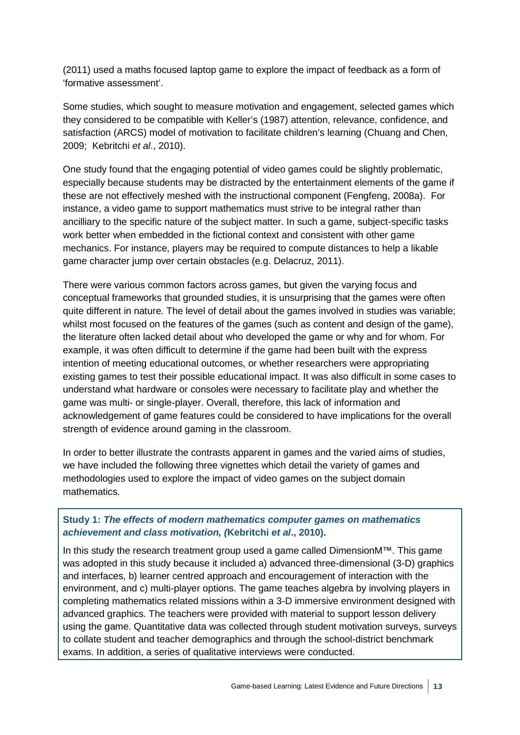(2011) used a maths focused laptop game to explore the impact of feedback as a form of 'formative assessment'.

Some studies, which sought to measure motivation and engagement, selected games which they considered to be compatible with Keller's (1987) attention, relevance, confidence, and satisfaction (ARCS) model of motivation to facilitate children's learning (Chuang and Chen, 2009; Kebritchi *et al*., 2010).

One study found that the engaging potential of video games could be slightly problematic, especially because students may be distracted by the entertainment elements of the game if these are not effectively meshed with the instructional component (Fengfeng, 2008a). For instance, a video game to support mathematics must strive to be integral rather than ancilliary to the specific nature of the subject matter. In such a game, subject-specific tasks work better when embedded in the fictional context and consistent with other game mechanics. For instance, players may be required to compute distances to help a likable game character jump over certain obstacles (e.g. Delacruz, 2011).

There were various common factors across games, but given the varying focus and conceptual frameworks that grounded studies, it is unsurprising that the games were often quite different in nature. The level of detail about the games involved in studies was variable; whilst most focused on the features of the games (such as content and design of the game), the literature often lacked detail about who developed the game or why and for whom. For example, it was often difficult to determine if the game had been built with the express intention of meeting educational outcomes, or whether researchers were appropriating existing games to test their possible educational impact. It was also difficult in some cases to understand what hardware or consoles were necessary to facilitate play and whether the game was multi- or single-player. Overall, therefore, this lack of information and acknowledgement of game features could be considered to have implications for the overall strength of evidence around gaming in the classroom.

In order to better illustrate the contrasts apparent in games and the varied aims of studies, we have included the following three vignettes which detail the variety of games and methodologies used to explore the impact of video games on the subject domain mathematics.

**Study 1: *The effects of modern mathematics computer games on mathematics achievement and class motivation, (*Kebritchi *et al*., 2010).**

In this study the research treatment group used a game called DimensionM™. This game was adopted in this study because it included a) advanced three-dimensional (3-D) graphics and interfaces, b) learner centred approach and encouragement of interaction with the environment, and c) multi-player options. The game teaches algebra by involving players in completing mathematics related missions within a 3-D immersive environment designed with advanced graphics. The teachers were provided with material to support lesson delivery using the game. Quantitative data was collected through student motivation surveys, surveys to collate student and teacher demographics and through the school-district benchmark exams. In addition, a series of qualitative interviews were conducted.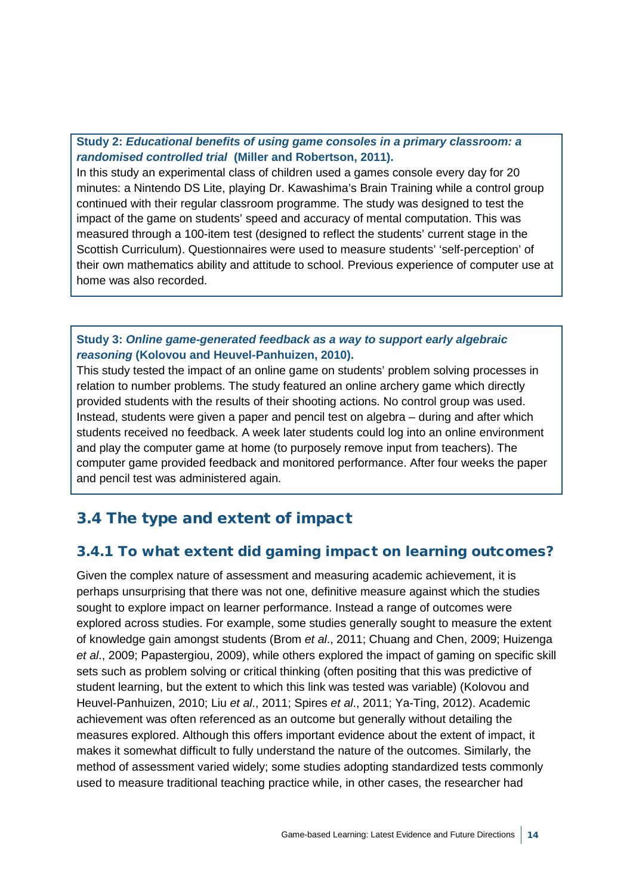**Study 2: *Educational benefits of using game consoles in a primary classroom: a randomised controlled trial* (Miller and Robertson, 2011).**

In this study an experimental class of children used a games console every day for 20 minutes: a Nintendo DS Lite, playing Dr. Kawashima's Brain Training while a control group continued with their regular classroom programme. The study was designed to test the impact of the game on students' speed and accuracy of mental computation. This was measured through a 100-item test (designed to reflect the students' current stage in the Scottish Curriculum). Questionnaires were used to measure students' 'self-perception' of their own mathematics ability and attitude to school. Previous experience of computer use at home was also recorded.

**Study 3: *Online game-generated feedback as a way to support early algebraic reasoning* (Kolovou and Heuvel-Panhuizen, 2010).**

This study tested the impact of an online game on students' problem solving processes in relation to number problems. The study featured an online archery game which directly provided students with the results of their shooting actions. No control group was used. Instead, students were given a paper and pencil test on algebra – during and after which students received no feedback. A week later students could log into an online environment and play the computer game at home (to purposely remove input from teachers). The computer game provided feedback and monitored performance. After four weeks the paper and pencil test was administered again.

## 3.4 The type and extent of impact

### 3.4.1 To what extent did gaming impact on learning outcomes?

Given the complex nature of assessment and measuring academic achievement, it is perhaps unsurprising that there was not one, definitive measure against which the studies sought to explore impact on learner performance. Instead a range of outcomes were explored across studies. For example, some studies generally sought to measure the extent of knowledge gain amongst students (Brom *et al*., 2011; Chuang and Chen, 2009; Huizenga *et al*., 2009; Papastergiou, 2009), while others explored the impact of gaming on specific skill sets such as problem solving or critical thinking (often positing that this was predictive of student learning, but the extent to which this link was tested was variable) (Kolovou and Heuvel-Panhuizen, 2010; Liu *et al*., 2011; Spires *et al*., 2011; Ya-Ting, 2012). Academic achievement was often referenced as an outcome but generally without detailing the measures explored. Although this offers important evidence about the extent of impact, it makes it somewhat difficult to fully understand the nature of the outcomes. Similarly, the method of assessment varied widely; some studies adopting standardized tests commonly used to measure traditional teaching practice while, in other cases, the researcher had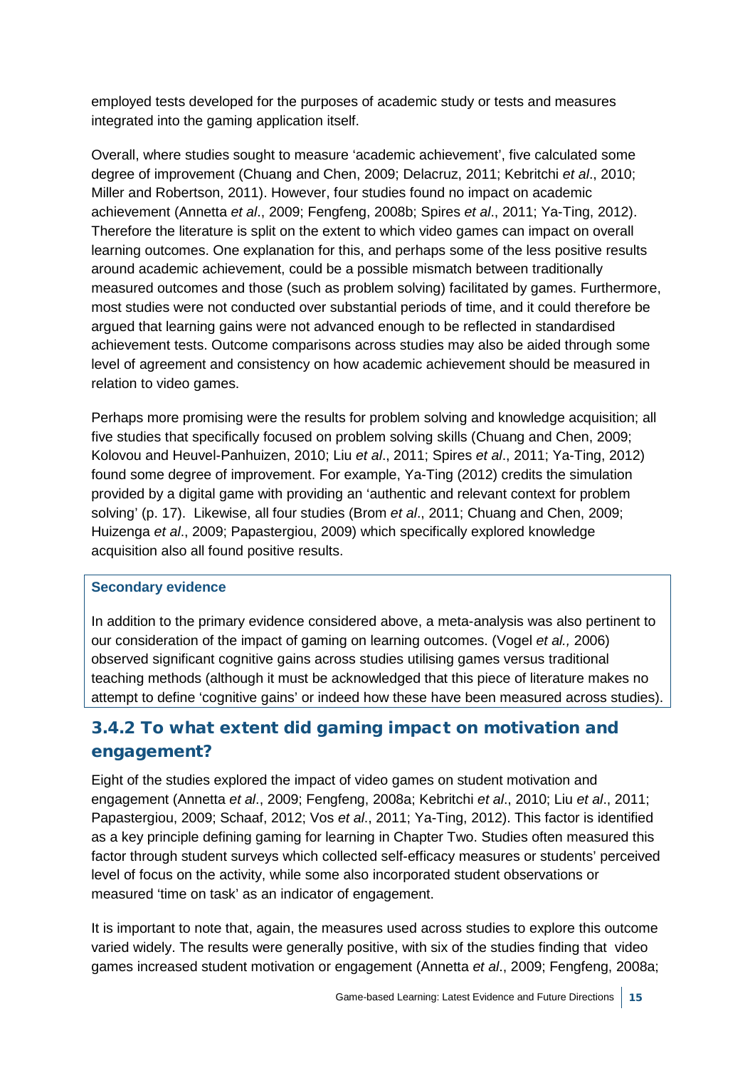employed tests developed for the purposes of academic study or tests and measures integrated into the gaming application itself.

Overall, where studies sought to measure 'academic achievement', five calculated some degree of improvement (Chuang and Chen, 2009; Delacruz, 2011; Kebritchi *et al*., 2010; Miller and Robertson, 2011). However, four studies found no impact on academic achievement (Annetta *et al*., 2009; Fengfeng, 2008b; Spires *et al*., 2011; Ya-Ting, 2012). Therefore the literature is split on the extent to which video games can impact on overall learning outcomes. One explanation for this, and perhaps some of the less positive results around academic achievement, could be a possible mismatch between traditionally measured outcomes and those (such as problem solving) facilitated by games. Furthermore, most studies were not conducted over substantial periods of time, and it could therefore be argued that learning gains were not advanced enough to be reflected in standardised achievement tests. Outcome comparisons across studies may also be aided through some level of agreement and consistency on how academic achievement should be measured in relation to video games.

Perhaps more promising were the results for problem solving and knowledge acquisition; all five studies that specifically focused on problem solving skills (Chuang and Chen, 2009; Kolovou and Heuvel-Panhuizen, 2010; Liu *et al*., 2011; Spires *et al*., 2011; Ya-Ting, 2012) found some degree of improvement. For example, Ya-Ting (2012) credits the simulation provided by a digital game with providing an 'authentic and relevant context for problem solving' (p. 17). Likewise, all four studies (Brom *et al*., 2011; Chuang and Chen, 2009; Huizenga *et al*., 2009; Papastergiou, 2009) which specifically explored knowledge acquisition also all found positive results.

**Secondary evidence**

In addition to the primary evidence considered above, a meta-analysis was also pertinent to our consideration of the impact of gaming on learning outcomes. (Vogel *et al.,* 2006) observed significant cognitive gains across studies utilising games versus traditional teaching methods (although it must be acknowledged that this piece of literature makes no attempt to define 'cognitive gains' or indeed how these have been measured across studies).

### 3.4.2 To what extent did gaming impact on motivation and engagement?

Eight of the studies explored the impact of video games on student motivation and engagement (Annetta *et al*., 2009; Fengfeng, 2008a; Kebritchi *et al*., 2010; Liu *et al*., 2011; Papastergiou, 2009; Schaaf, 2012; Vos *et al*., 2011; Ya-Ting, 2012). This factor is identified as a key principle defining gaming for learning in Chapter Two. Studies often measured this factor through student surveys which collected self-efficacy measures or students' perceived level of focus on the activity, while some also incorporated student observations or measured 'time on task' as an indicator of engagement.

It is important to note that, again, the measures used across studies to explore this outcome varied widely. The results were generally positive, with six of the studies finding that video games increased student motivation or engagement (Annetta *et al*., 2009; Fengfeng, 2008a;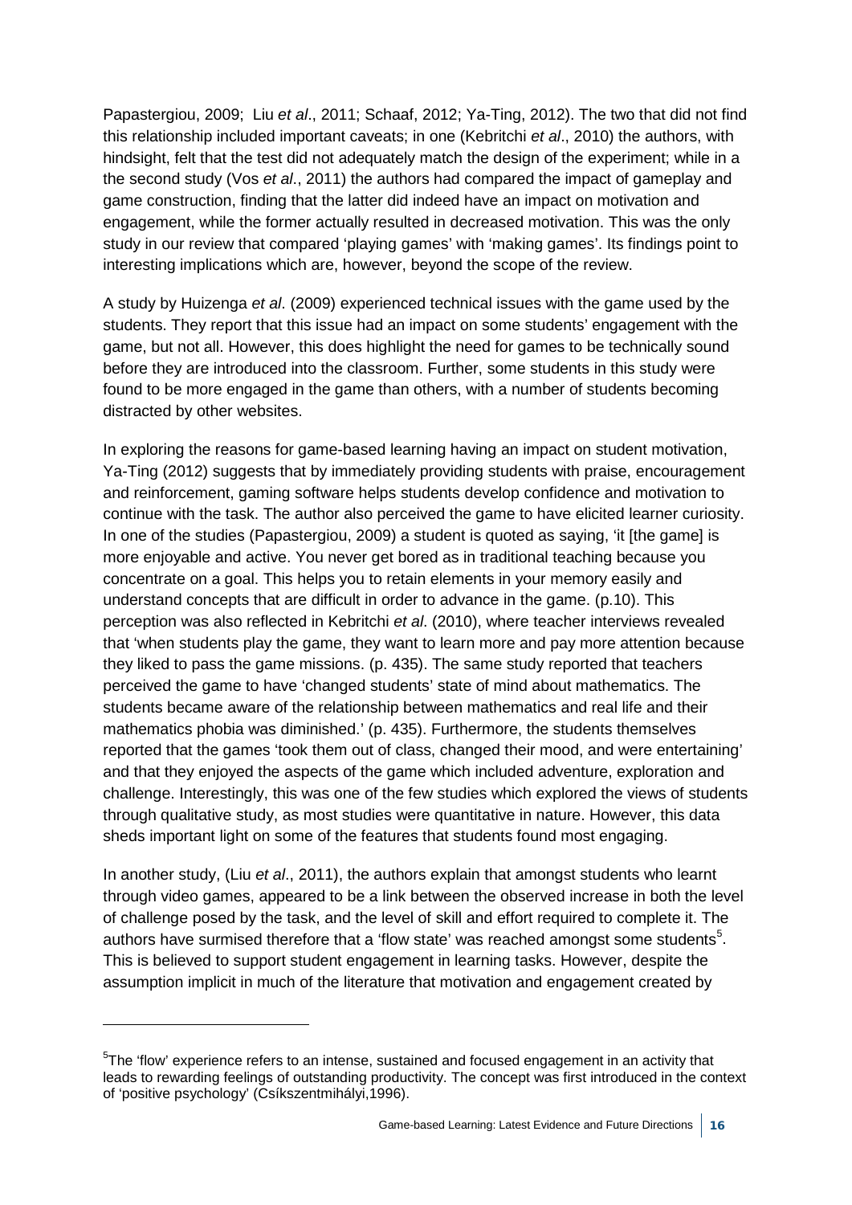Papastergiou, 2009;  Liu *et al*., 2011; Schaaf, 2012; Ya-Ting, 2012). The two that did not find this relationship included important caveats; in one (Kebritchi *et al*., 2010) the authors, with hindsight, felt that the test did not adequately match the design of the experiment; while in a the second study (Vos *et al*., 2011) the authors had compared the impact of gameplay and game construction, finding that the latter did indeed have an impact on motivation and engagement, while the former actually resulted in decreased motivation. This was the only study in our review that compared 'playing games' with 'making games'. Its findings point to interesting implications which are, however, beyond the scope of the review.

A study by Huizenga *et al*. (2009) experienced technical issues with the game used by the students. They report that this issue had an impact on some students' engagement with the game, but not all. However, this does highlight the need for games to be technically sound before they are introduced into the classroom. Further, some students in this study were found to be more engaged in the game than others, with a number of students becoming distracted by other websites.

In exploring the reasons for game-based learning having an impact on student motivation, Ya-Ting (2012) suggests that by immediately providing students with praise, encouragement and reinforcement, gaming software helps students develop confidence and motivation to continue with the task. The author also perceived the game to have elicited learner curiosity. In one of the studies (Papastergiou, 2009) a student is quoted as saying, 'it [the game] is more enjoyable and active. You never get bored as in traditional teaching because you concentrate on a goal. This helps you to retain elements in your memory easily and understand concepts that are difficult in order to advance in the game. (p.10). This perception was also reflected in Kebritchi *et al*. (2010), where teacher interviews revealed that 'when students play the game, they want to learn more and pay more attention because they liked to pass the game missions. (p. 435). The same study reported that teachers perceived the game to have 'changed students' state of mind about mathematics. The students became aware of the relationship between mathematics and real life and their mathematics phobia was diminished.' (p. 435). Furthermore, the students themselves reported that the games 'took them out of class, changed their mood, and were entertaining' and that they enjoyed the aspects of the game which included adventure, exploration and challenge. Interestingly, this was one of the few studies which explored the views of students through qualitative study, as most studies were quantitative in nature. However, this data sheds important light on some of the features that students found most engaging.

In another study, (Liu *et al*., 2011), the authors explain that amongst students who learnt through video games, appeared to be a link between the observed increase in both the level of challenge posed by the task, and the level of skill and effort required to complete it. The authors have surmised therefore that a 'flow state' was reached amongst some students[5]. This is believed to support student engagement in learning tasks. However, despite the assumption implicit in much of the literature that motivation and engagement created by

---

[5]The 'flow' experience refers to an intense, sustained and focused engagement in an activity that leads to rewarding feelings of outstanding productivity. The concept was first introduced in the context of 'positive psychology' (Csíkszentmihályi,1996).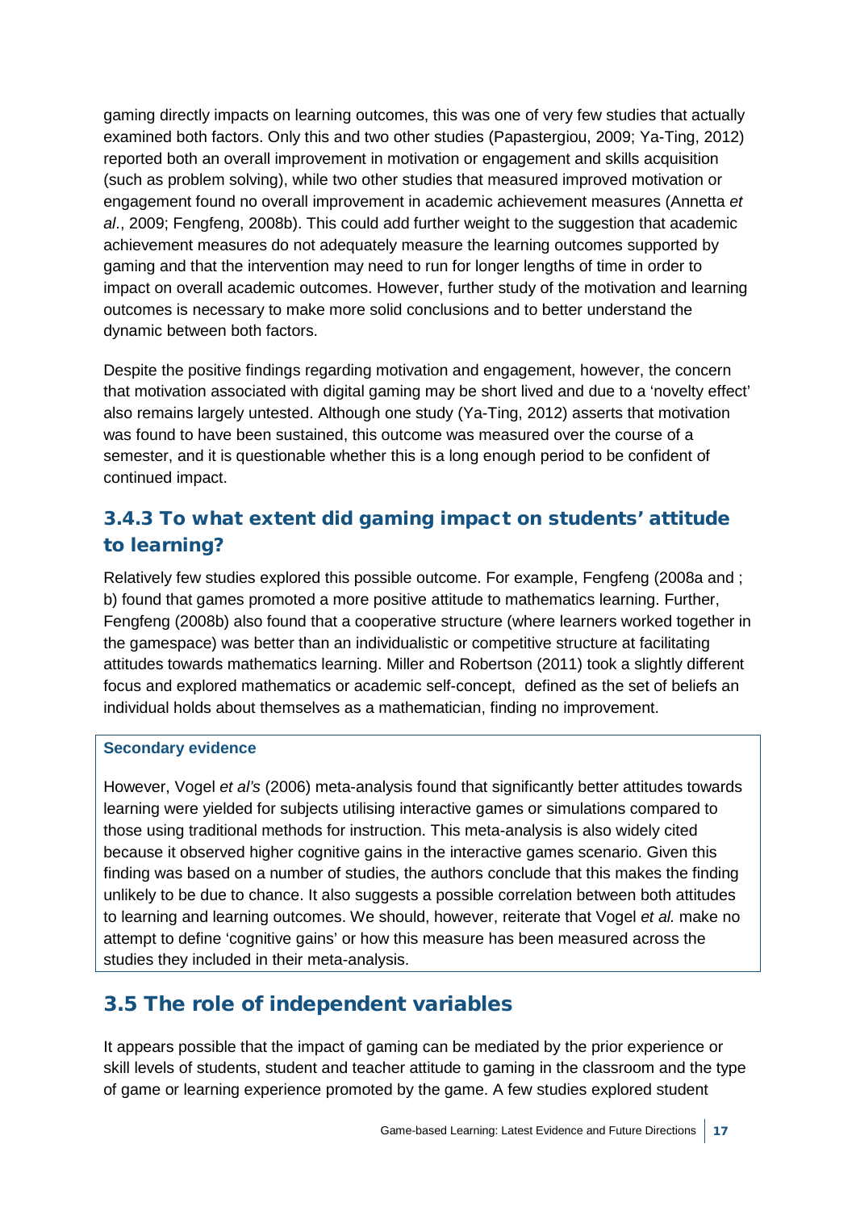gaming directly impacts on learning outcomes, this was one of very few studies that actually examined both factors. Only this and two other studies (Papastergiou, 2009; Ya-Ting, 2012) reported both an overall improvement in motivation or engagement and skills acquisition (such as problem solving), while two other studies that measured improved motivation or engagement found no overall improvement in academic achievement measures (Annetta *et al*., 2009; Fengfeng, 2008b). This could add further weight to the suggestion that academic achievement measures do not adequately measure the learning outcomes supported by gaming and that the intervention may need to run for longer lengths of time in order to impact on overall academic outcomes. However, further study of the motivation and learning outcomes is necessary to make more solid conclusions and to better understand the dynamic between both factors.

Despite the positive findings regarding motivation and engagement, however, the concern that motivation associated with digital gaming may be short lived and due to a 'novelty effect' also remains largely untested. Although one study (Ya-Ting, 2012) asserts that motivation was found to have been sustained, this outcome was measured over the course of a semester, and it is questionable whether this is a long enough period to be confident of continued impact.

### 3.4.3 To what extent did gaming impact on students' attitude to learning?

Relatively few studies explored this possible outcome. For example, Fengfeng (2008a and ; b) found that games promoted a more positive attitude to mathematics learning. Further, Fengfeng (2008b) also found that a cooperative structure (where learners worked together in the gamespace) was better than an individualistic or competitive structure at facilitating attitudes towards mathematics learning. Miller and Robertson (2011) took a slightly different focus and explored mathematics or academic self-concept, defined as the set of beliefs an individual holds about themselves as a mathematician, finding no improvement.

**Secondary evidence**

However, Vogel *et al's* (2006) meta-analysis found that significantly better attitudes towards learning were yielded for subjects utilising interactive games or simulations compared to those using traditional methods for instruction. This meta-analysis is also widely cited because it observed higher cognitive gains in the interactive games scenario. Given this finding was based on a number of studies, the authors conclude that this makes the finding unlikely to be due to chance. It also suggests a possible correlation between both attitudes to learning and learning outcomes. We should, however, reiterate that Vogel *et al.* make no attempt to define 'cognitive gains' or how this measure has been measured across the studies they included in their meta-analysis.

## 3.5 The role of independent variables

It appears possible that the impact of gaming can be mediated by the prior experience or skill levels of students, student and teacher attitude to gaming in the classroom and the type of game or learning experience promoted by the game. A few studies explored student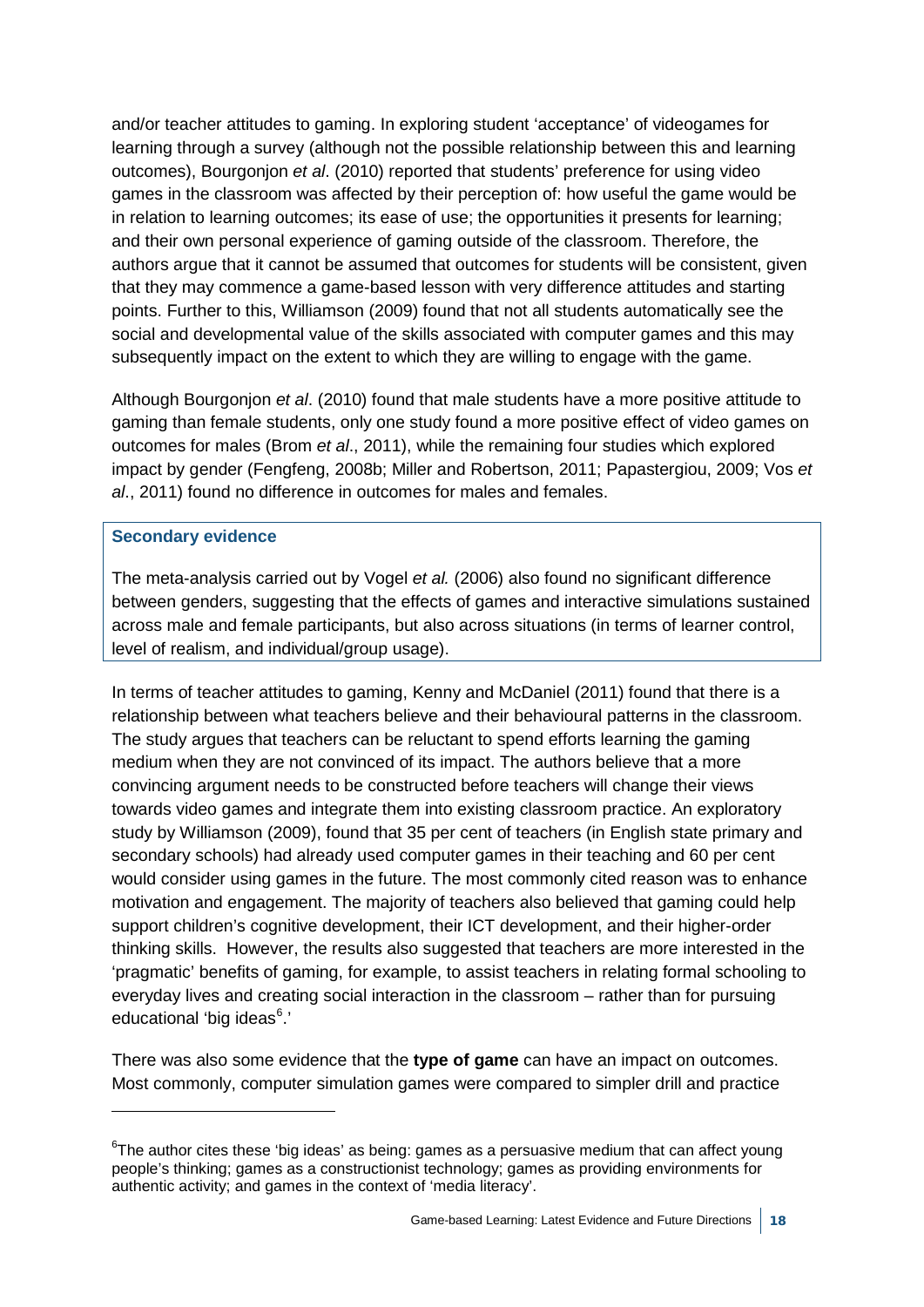and/or teacher attitudes to gaming. In exploring student 'acceptance' of videogames for learning through a survey (although not the possible relationship between this and learning outcomes), Bourgonjon *et al*. (2010) reported that students' preference for using video games in the classroom was affected by their perception of: how useful the game would be in relation to learning outcomes; its ease of use; the opportunities it presents for learning; and their own personal experience of gaming outside of the classroom. Therefore, the authors argue that it cannot be assumed that outcomes for students will be consistent, given that they may commence a game-based lesson with very difference attitudes and starting points. Further to this, Williamson (2009) found that not all students automatically see the social and developmental value of the skills associated with computer games and this may subsequently impact on the extent to which they are willing to engage with the game.

Although Bourgonjon *et al*. (2010) found that male students have a more positive attitude to gaming than female students, only one study found a more positive effect of video games on outcomes for males (Brom *et al*., 2011), while the remaining four studies which explored impact by gender (Fengfeng, 2008b; Miller and Robertson, 2011; Papastergiou, 2009; Vos *et al*., 2011) found no difference in outcomes for males and females.

**Secondary evidence**

The meta-analysis carried out by Vogel *et al.* (2006) also found no significant difference between genders, suggesting that the effects of games and interactive simulations sustained across male and female participants, but also across situations (in terms of learner control, level of realism, and individual/group usage).

In terms of teacher attitudes to gaming, Kenny and McDaniel (2011) found that there is a relationship between what teachers believe and their behavioural patterns in the classroom. The study argues that teachers can be reluctant to spend efforts learning the gaming medium when they are not convinced of its impact. The authors believe that a more convincing argument needs to be constructed before teachers will change their views towards video games and integrate them into existing classroom practice. An exploratory study by Williamson (2009), found that 35 per cent of teachers (in English state primary and secondary schools) had already used computer games in their teaching and 60 per cent would consider using games in the future. The most commonly cited reason was to enhance motivation and engagement. The majority of teachers also believed that gaming could help support children's cognitive development, their ICT development, and their higher-order thinking skills. However, the results also suggested that teachers are more interested in the 'pragmatic' benefits of gaming, for example, to assist teachers in relating formal schooling to everyday lives and creating social interaction in the classroom – rather than for pursuing educational 'big ideas[6].'

There was also some evidence that the **type of game** can have an impact on outcomes. Most commonly, computer simulation games were compared to simpler drill and practice

[6] The author cites these 'big ideas' as being: games as a persuasive medium that can affect young people's thinking; games as a constructionist technology; games as providing environments for authentic activity; and games in the context of 'media literacy'.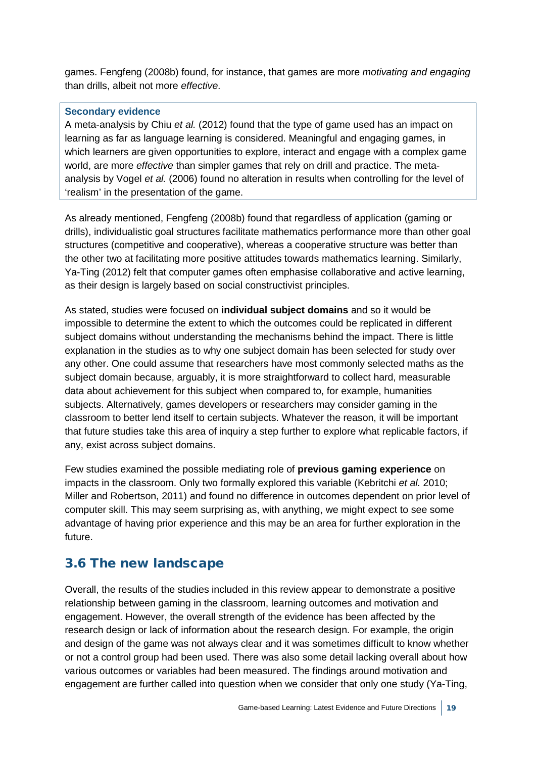games. Fengfeng (2008b) found, for instance, that games are more *motivating and engaging* than drills, albeit not more *effective*.

> **Secondary evidence**
> A meta-analysis by Chiu *et al.* (2012) found that the type of game used has an impact on learning as far as language learning is considered. Meaningful and engaging games, in which learners are given opportunities to explore, interact and engage with a complex game world, are more *effective* than simpler games that rely on drill and practice. The meta-analysis by Vogel *et al.* (2006) found no alteration in results when controlling for the level of 'realism' in the presentation of the game.

As already mentioned, Fengfeng (2008b) found that regardless of application (gaming or drills), individualistic goal structures facilitate mathematics performance more than other goal structures (competitive and cooperative), whereas a cooperative structure was better than the other two at facilitating more positive attitudes towards mathematics learning. Similarly, Ya-Ting (2012) felt that computer games often emphasise collaborative and active learning, as their design is largely based on social constructivist principles.

As stated, studies were focused on **individual subject domains** and so it would be impossible to determine the extent to which the outcomes could be replicated in different subject domains without understanding the mechanisms behind the impact. There is little explanation in the studies as to why one subject domain has been selected for study over any other. One could assume that researchers have most commonly selected maths as the subject domain because, arguably, it is more straightforward to collect hard, measurable data about achievement for this subject when compared to, for example, humanities subjects. Alternatively, games developers or researchers may consider gaming in the classroom to better lend itself to certain subjects. Whatever the reason, it will be important that future studies take this area of inquiry a step further to explore what replicable factors, if any, exist across subject domains.

Few studies examined the possible mediating role of **previous gaming experience** on impacts in the classroom. Only two formally explored this variable (Kebritchi *et al.* 2010; Miller and Robertson, 2011) and found no difference in outcomes dependent on prior level of computer skill. This may seem surprising as, with anything, we might expect to see some advantage of having prior experience and this may be an area for further exploration in the future.

## 3.6 The new landscape

Overall, the results of the studies included in this review appear to demonstrate a positive relationship between gaming in the classroom, learning outcomes and motivation and engagement. However, the overall strength of the evidence has been affected by the research design or lack of information about the research design. For example, the origin and design of the game was not always clear and it was sometimes difficult to know whether or not a control group had been used. There was also some detail lacking overall about how various outcomes or variables had been measured. The findings around motivation and engagement are further called into question when we consider that only one study (Ya-Ting,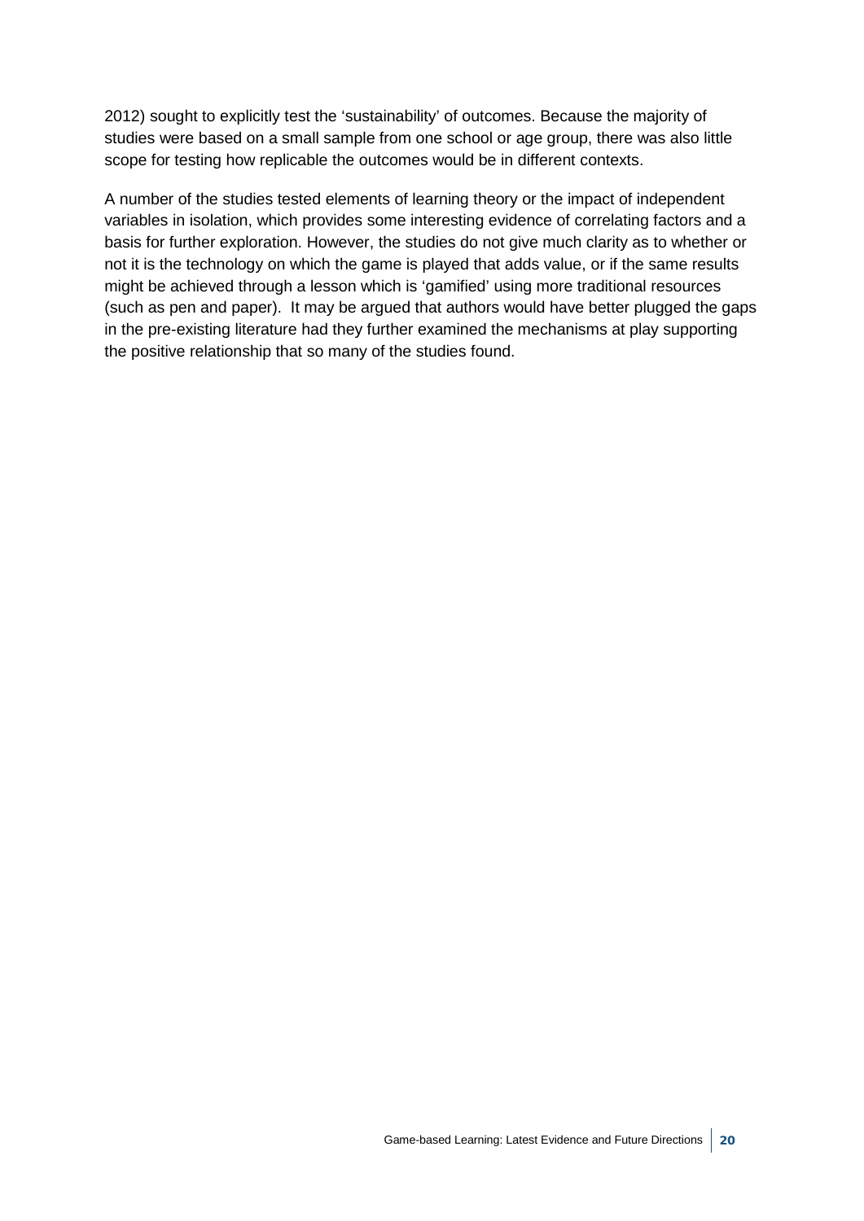2012) sought to explicitly test the 'sustainability' of outcomes. Because the majority of studies were based on a small sample from one school or age group, there was also little scope for testing how replicable the outcomes would be in different contexts.

A number of the studies tested elements of learning theory or the impact of independent variables in isolation, which provides some interesting evidence of correlating factors and a basis for further exploration. However, the studies do not give much clarity as to whether or not it is the technology on which the game is played that adds value, or if the same results might be achieved through a lesson which is 'gamified' using more traditional resources (such as pen and paper). It may be argued that authors would have better plugged the gaps in the pre-existing literature had they further examined the mechanisms at play supporting the positive relationship that so many of the studies found.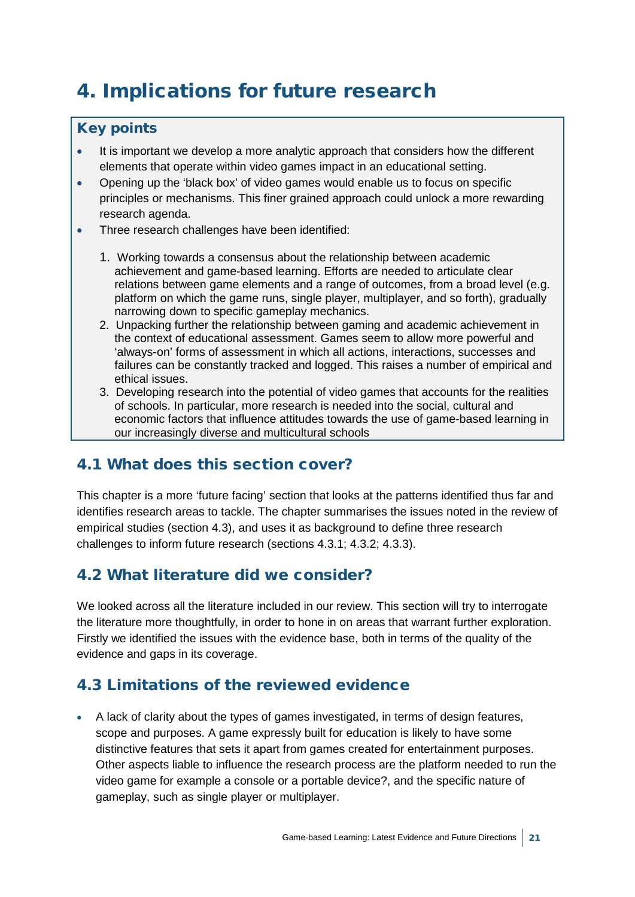# 4. Implications for future research

## Key points

- It is important we develop a more analytic approach that considers how the different elements that operate within video games impact in an educational setting.
- Opening up the 'black box' of video games would enable us to focus on specific principles or mechanisms. This finer grained approach could unlock a more rewarding research agenda.
- Three research challenges have been identified:

  1. Working towards a consensus about the relationship between academic achievement and game-based learning. Efforts are needed to articulate clear relations between game elements and a range of outcomes, from a broad level (e.g. platform on which the game runs, single player, multiplayer, and so forth), gradually narrowing down to specific gameplay mechanics.
  2. Unpacking further the relationship between gaming and academic achievement in the context of educational assessment. Games seem to allow more powerful and 'always-on' forms of assessment in which all actions, interactions, successes and failures can be constantly tracked and logged. This raises a number of empirical and ethical issues.
  3. Developing research into the potential of video games that accounts for the realities of schools. In particular, more research is needed into the social, cultural and economic factors that influence attitudes towards the use of game-based learning in our increasingly diverse and multicultural schools

## 4.1 What does this section cover?

This chapter is a more 'future facing' section that looks at the patterns identified thus far and identifies research areas to tackle. The chapter summarises the issues noted in the review of empirical studies (section 4.3), and uses it as background to define three research challenges to inform future research (sections 4.3.1; 4.3.2; 4.3.3).

## 4.2 What literature did we consider?

We looked across all the literature included in our review. This section will try to interrogate the literature more thoughtfully, in order to hone in on areas that warrant further exploration. Firstly we identified the issues with the evidence base, both in terms of the quality of the evidence and gaps in its coverage.

## 4.3 Limitations of the reviewed evidence

- A lack of clarity about the types of games investigated, in terms of design features, scope and purposes. A game expressly built for education is likely to have some distinctive features that sets it apart from games created for entertainment purposes. Other aspects liable to influence the research process are the platform needed to run the video game for example a console or a portable device?, and the specific nature of gameplay, such as single player or multiplayer.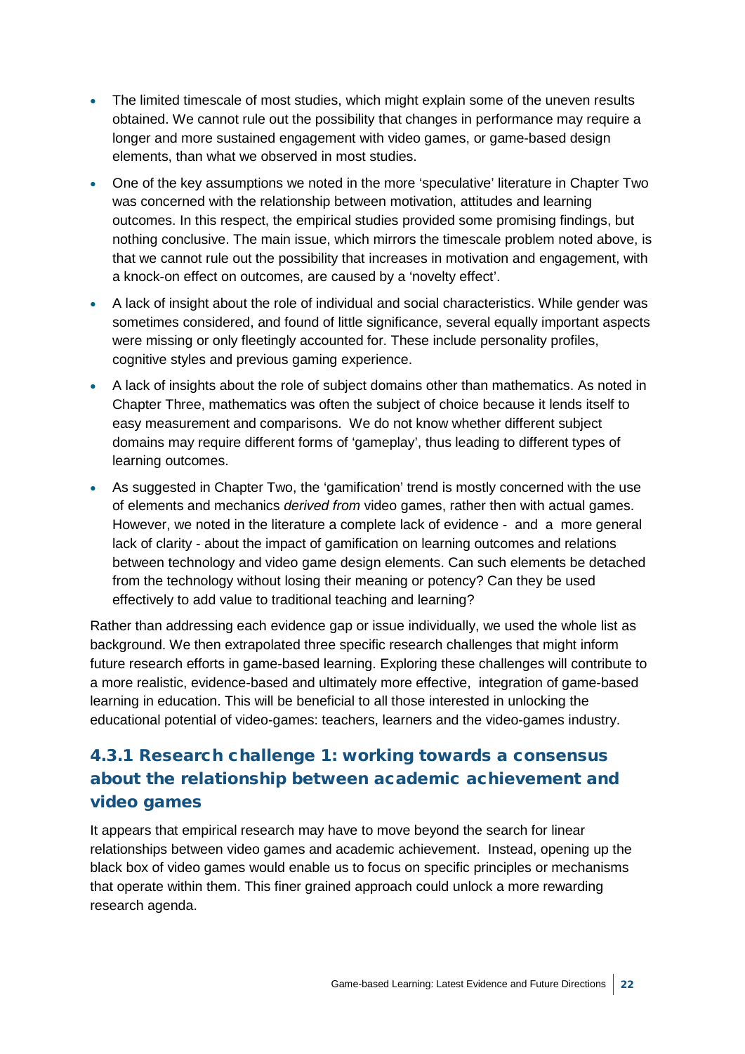- The limited timescale of most studies, which might explain some of the uneven results obtained. We cannot rule out the possibility that changes in performance may require a longer and more sustained engagement with video games, or game-based design elements, than what we observed in most studies.
- One of the key assumptions we noted in the more 'speculative' literature in Chapter Two was concerned with the relationship between motivation, attitudes and learning outcomes. In this respect, the empirical studies provided some promising findings, but nothing conclusive. The main issue, which mirrors the timescale problem noted above, is that we cannot rule out the possibility that increases in motivation and engagement, with a knock-on effect on outcomes, are caused by a 'novelty effect'.
- A lack of insight about the role of individual and social characteristics. While gender was sometimes considered, and found of little significance, several equally important aspects were missing or only fleetingly accounted for. These include personality profiles, cognitive styles and previous gaming experience.
- A lack of insights about the role of subject domains other than mathematics. As noted in Chapter Three, mathematics was often the subject of choice because it lends itself to easy measurement and comparisons. We do not know whether different subject domains may require different forms of 'gameplay', thus leading to different types of learning outcomes.
- As suggested in Chapter Two, the 'gamification' trend is mostly concerned with the use of elements and mechanics *derived from* video games, rather then with actual games. However, we noted in the literature a complete lack of evidence - and a more general lack of clarity - about the impact of gamification on learning outcomes and relations between technology and video game design elements. Can such elements be detached from the technology without losing their meaning or potency? Can they be used effectively to add value to traditional teaching and learning?

Rather than addressing each evidence gap or issue individually, we used the whole list as background. We then extrapolated three specific research challenges that might inform future research efforts in game-based learning. Exploring these challenges will contribute to a more realistic, evidence-based and ultimately more effective, integration of game-based learning in education. This will be beneficial to all those interested in unlocking the educational potential of video-games: teachers, learners and the video-games industry.

### 4.3.1 Research challenge 1: working towards a consensus about the relationship between academic achievement and video games

It appears that empirical research may have to move beyond the search for linear relationships between video games and academic achievement. Instead, opening up the black box of video games would enable us to focus on specific principles or mechanisms that operate within them. This finer grained approach could unlock a more rewarding research agenda.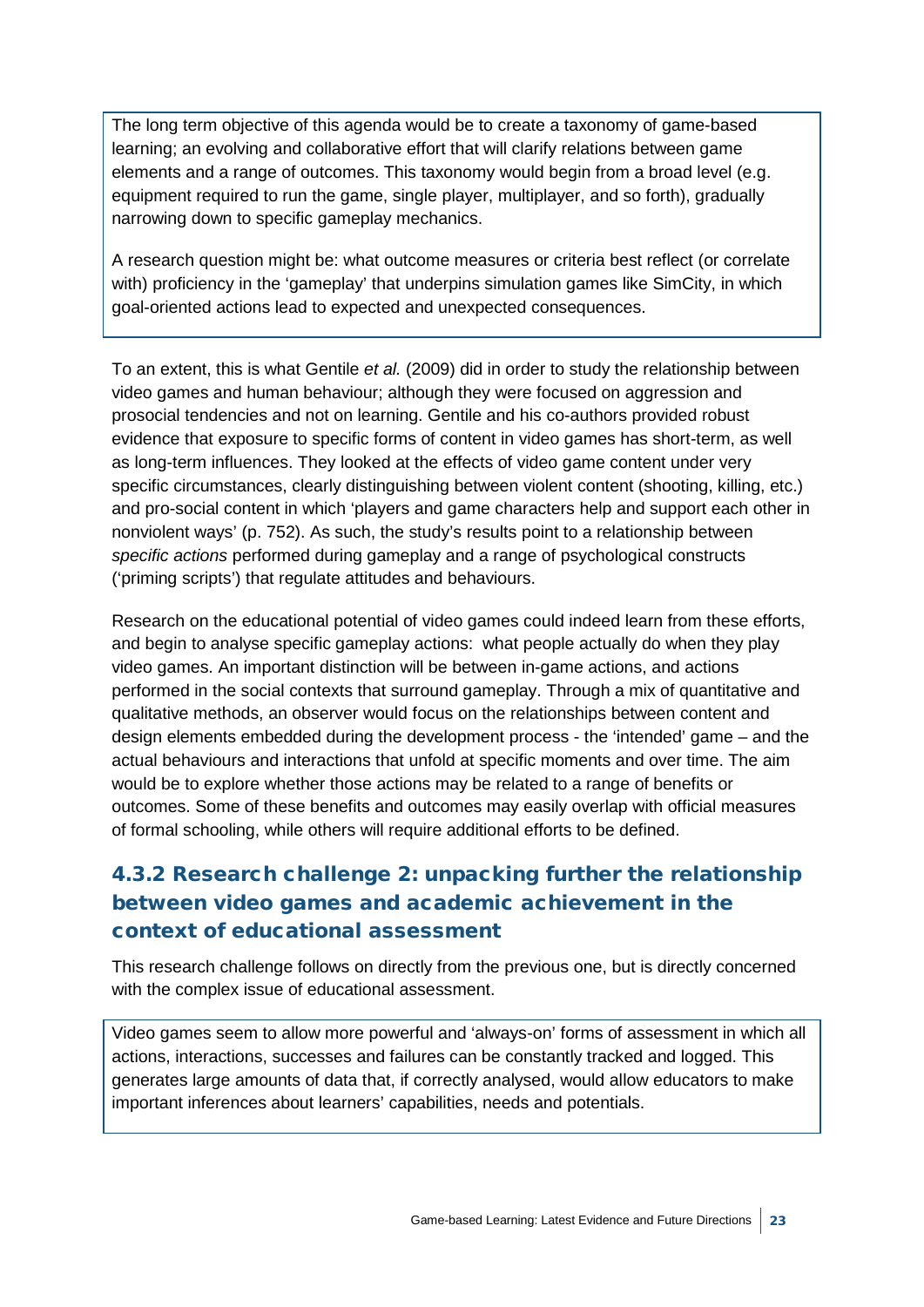The long term objective of this agenda would be to create a taxonomy of game-based learning; an evolving and collaborative effort that will clarify relations between game elements and a range of outcomes. This taxonomy would begin from a broad level (e.g. equipment required to run the game, single player, multiplayer, and so forth), gradually narrowing down to specific gameplay mechanics.

A research question might be: what outcome measures or criteria best reflect (or correlate with) proficiency in the 'gameplay' that underpins simulation games like SimCity, in which goal-oriented actions lead to expected and unexpected consequences.

To an extent, this is what Gentile *et al.* (2009) did in order to study the relationship between video games and human behaviour; although they were focused on aggression and prosocial tendencies and not on learning. Gentile and his co-authors provided robust evidence that exposure to specific forms of content in video games has short-term, as well as long-term influences. They looked at the effects of video game content under very specific circumstances, clearly distinguishing between violent content (shooting, killing, etc.) and pro-social content in which 'players and game characters help and support each other in nonviolent ways' (p. 752). As such, the study's results point to a relationship between *specific actions* performed during gameplay and a range of psychological constructs ('priming scripts') that regulate attitudes and behaviours.

Research on the educational potential of video games could indeed learn from these efforts, and begin to analyse specific gameplay actions: what people actually do when they play video games. An important distinction will be between in-game actions, and actions performed in the social contexts that surround gameplay. Through a mix of quantitative and qualitative methods, an observer would focus on the relationships between content and design elements embedded during the development process - the 'intended' game – and the actual behaviours and interactions that unfold at specific moments and over time. The aim would be to explore whether those actions may be related to a range of benefits or outcomes. Some of these benefits and outcomes may easily overlap with official measures of formal schooling, while others will require additional efforts to be defined.

### 4.3.2 Research challenge 2: unpacking further the relationship between video games and academic achievement in the context of educational assessment

This research challenge follows on directly from the previous one, but is directly concerned with the complex issue of educational assessment.

Video games seem to allow more powerful and 'always-on' forms of assessment in which all actions, interactions, successes and failures can be constantly tracked and logged. This generates large amounts of data that, if correctly analysed, would allow educators to make important inferences about learners' capabilities, needs and potentials.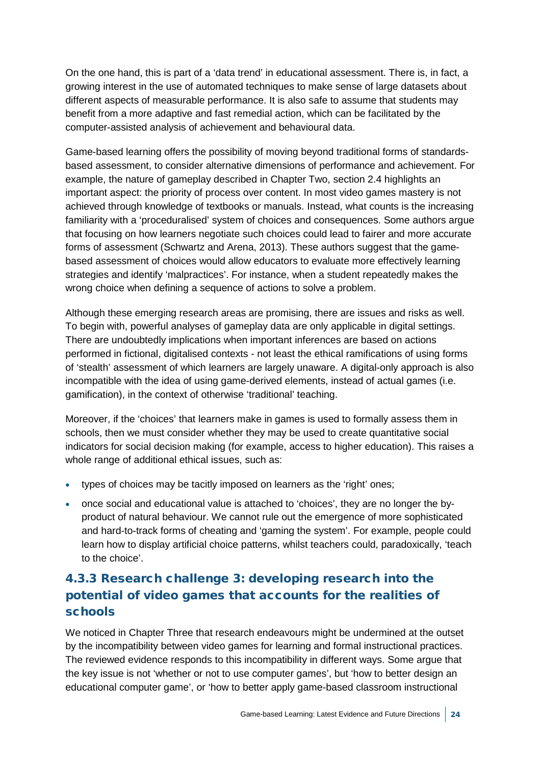On the one hand, this is part of a 'data trend' in educational assessment. There is, in fact, a growing interest in the use of automated techniques to make sense of large datasets about different aspects of measurable performance. It is also safe to assume that students may benefit from a more adaptive and fast remedial action, which can be facilitated by the computer-assisted analysis of achievement and behavioural data.

Game-based learning offers the possibility of moving beyond traditional forms of standards-based assessment, to consider alternative dimensions of performance and achievement. For example, the nature of gameplay described in Chapter Two, section 2.4 highlights an important aspect: the priority of process over content. In most video games mastery is not achieved through knowledge of textbooks or manuals. Instead, what counts is the increasing familiarity with a 'proceduralised' system of choices and consequences. Some authors argue that focusing on how learners negotiate such choices could lead to fairer and more accurate forms of assessment (Schwartz and Arena, 2013). These authors suggest that the game-based assessment of choices would allow educators to evaluate more effectively learning strategies and identify 'malpractices'. For instance, when a student repeatedly makes the wrong choice when defining a sequence of actions to solve a problem.

Although these emerging research areas are promising, there are issues and risks as well. To begin with, powerful analyses of gameplay data are only applicable in digital settings. There are undoubtedly implications when important inferences are based on actions performed in fictional, digitalised contexts - not least the ethical ramifications of using forms of 'stealth' assessment of which learners are largely unaware. A digital-only approach is also incompatible with the idea of using game-derived elements, instead of actual games (i.e. gamification), in the context of otherwise 'traditional' teaching.

Moreover, if the 'choices' that learners make in games is used to formally assess them in schools, then we must consider whether they may be used to create quantitative social indicators for social decision making (for example, access to higher education). This raises a whole range of additional ethical issues, such as:

- types of choices may be tacitly imposed on learners as the 'right' ones;
- once social and educational value is attached to 'choices', they are no longer the by-product of natural behaviour. We cannot rule out the emergence of more sophisticated and hard-to-track forms of cheating and 'gaming the system'. For example, people could learn how to display artificial choice patterns, whilst teachers could, paradoxically, 'teach to the choice'.

### 4.3.3 Research challenge 3: developing research into the potential of video games that accounts for the realities of schools

We noticed in Chapter Three that research endeavours might be undermined at the outset by the incompatibility between video games for learning and formal instructional practices. The reviewed evidence responds to this incompatibility in different ways. Some argue that the key issue is not 'whether or not to use computer games', but 'how to better design an educational computer game', or 'how to better apply game-based classroom instructional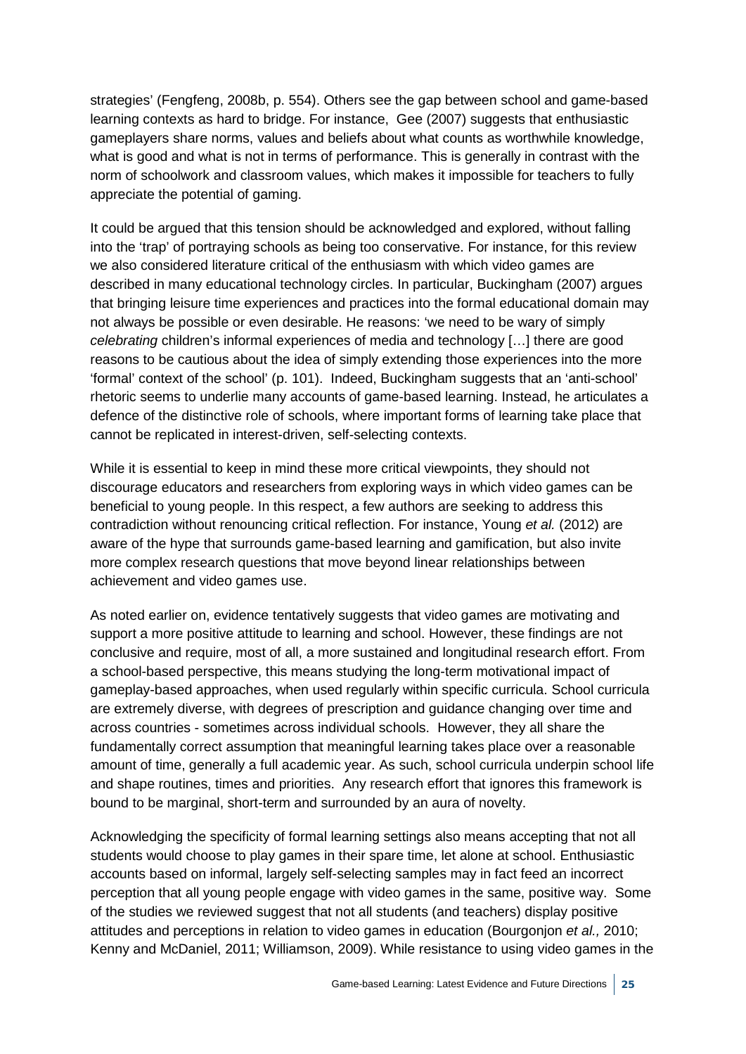strategies' (Fengfeng, 2008b, p. 554). Others see the gap between school and game-based learning contexts as hard to bridge. For instance, Gee (2007) suggests that enthusiastic gameplayers share norms, values and beliefs about what counts as worthwhile knowledge, what is good and what is not in terms of performance. This is generally in contrast with the norm of schoolwork and classroom values, which makes it impossible for teachers to fully appreciate the potential of gaming.

It could be argued that this tension should be acknowledged and explored, without falling into the 'trap' of portraying schools as being too conservative. For instance, for this review we also considered literature critical of the enthusiasm with which video games are described in many educational technology circles. In particular, Buckingham (2007) argues that bringing leisure time experiences and practices into the formal educational domain may not always be possible or even desirable. He reasons: 'we need to be wary of simply *celebrating* children's informal experiences of media and technology […] there are good reasons to be cautious about the idea of simply extending those experiences into the more 'formal' context of the school' (p. 101). Indeed, Buckingham suggests that an 'anti-school' rhetoric seems to underlie many accounts of game-based learning. Instead, he articulates a defence of the distinctive role of schools, where important forms of learning take place that cannot be replicated in interest-driven, self-selecting contexts.

While it is essential to keep in mind these more critical viewpoints, they should not discourage educators and researchers from exploring ways in which video games can be beneficial to young people. In this respect, a few authors are seeking to address this contradiction without renouncing critical reflection. For instance, Young *et al.* (2012) are aware of the hype that surrounds game-based learning and gamification, but also invite more complex research questions that move beyond linear relationships between achievement and video games use.

As noted earlier on, evidence tentatively suggests that video games are motivating and support a more positive attitude to learning and school. However, these findings are not conclusive and require, most of all, a more sustained and longitudinal research effort. From a school-based perspective, this means studying the long-term motivational impact of gameplay-based approaches, when used regularly within specific curricula. School curricula are extremely diverse, with degrees of prescription and guidance changing over time and across countries - sometimes across individual schools. However, they all share the fundamentally correct assumption that meaningful learning takes place over a reasonable amount of time, generally a full academic year. As such, school curricula underpin school life and shape routines, times and priorities. Any research effort that ignores this framework is bound to be marginal, short-term and surrounded by an aura of novelty.

Acknowledging the specificity of formal learning settings also means accepting that not all students would choose to play games in their spare time, let alone at school. Enthusiastic accounts based on informal, largely self-selecting samples may in fact feed an incorrect perception that all young people engage with video games in the same, positive way. Some of the studies we reviewed suggest that not all students (and teachers) display positive attitudes and perceptions in relation to video games in education (Bourgonjon *et al.,* 2010; Kenny and McDaniel, 2011; Williamson, 2009). While resistance to using video games in the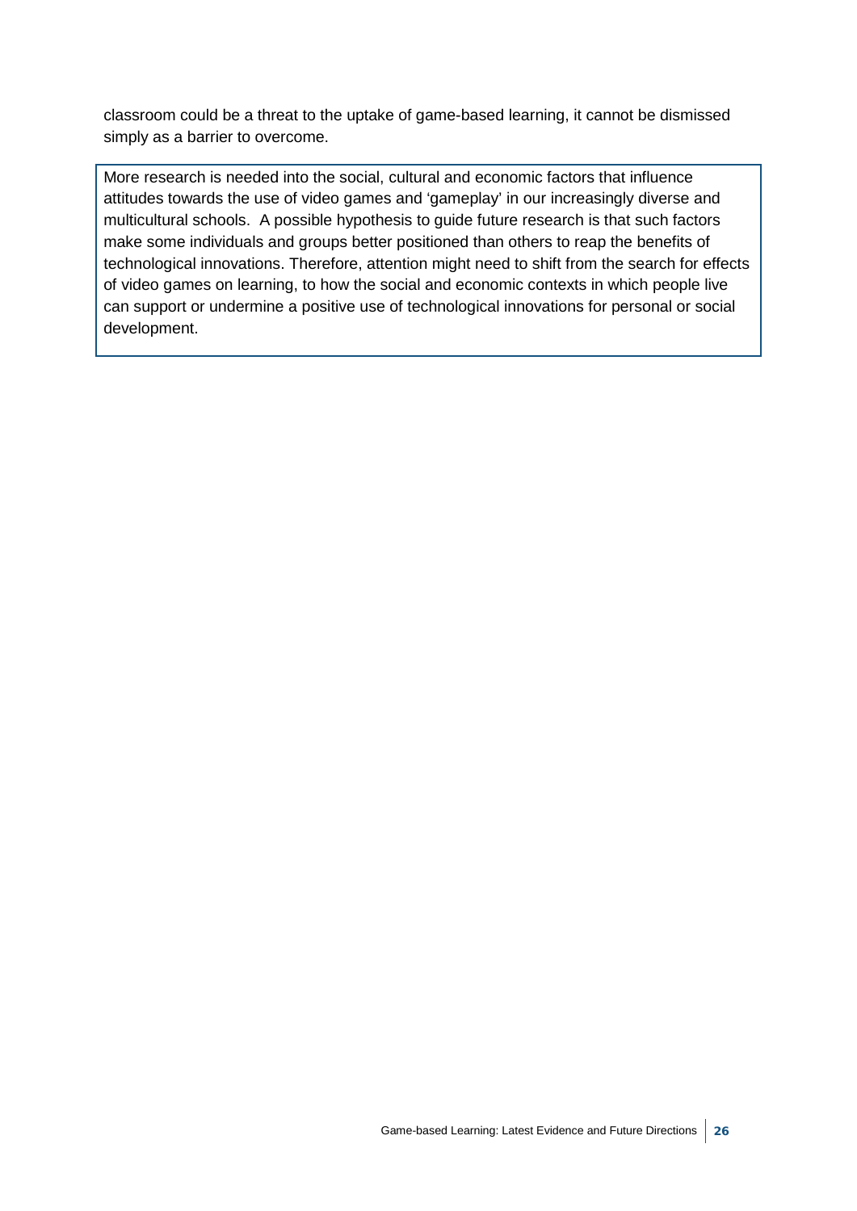classroom could be a threat to the uptake of game-based learning, it cannot be dismissed simply as a barrier to overcome.

> More research is needed into the social, cultural and economic factors that influence attitudes towards the use of video games and 'gameplay' in our increasingly diverse and multicultural schools. A possible hypothesis to guide future research is that such factors make some individuals and groups better positioned than others to reap the benefits of technological innovations. Therefore, attention might need to shift from the search for effects of video games on learning, to how the social and economic contexts in which people live can support or undermine a positive use of technological innovations for personal or social development.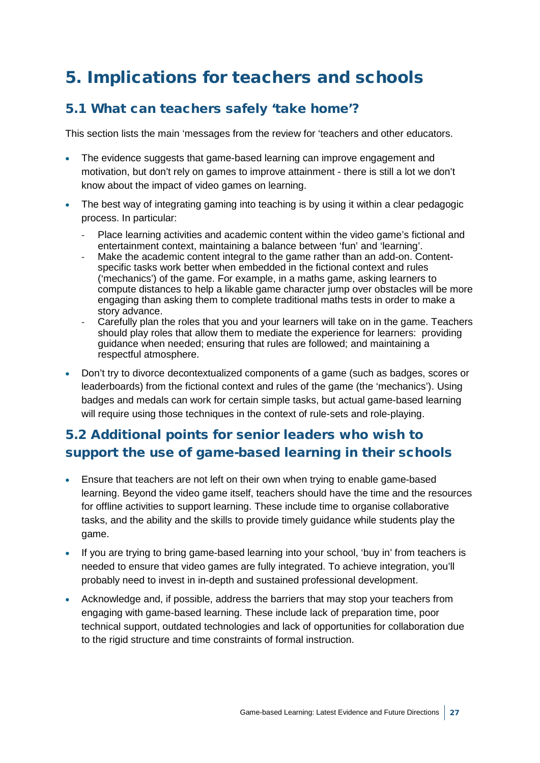# 5. Implications for teachers and schools

## 5.1 What can teachers safely 'take home'?

This section lists the main 'messages from the review for 'teachers and other educators.

- The evidence suggests that game-based learning can improve engagement and motivation, but don't rely on games to improve attainment - there is still a lot we don't know about the impact of video games on learning.
- The best way of integrating gaming into teaching is by using it within a clear pedagogic process. In particular:
  - Place learning activities and academic content within the video game's fictional and entertainment context, maintaining a balance between 'fun' and 'learning'.
  - Make the academic content integral to the game rather than an add-on. Content-specific tasks work better when embedded in the fictional context and rules ('mechanics') of the game. For example, in a maths game, asking learners to compute distances to help a likable game character jump over obstacles will be more engaging than asking them to complete traditional maths tests in order to make a story advance.
  - Carefully plan the roles that you and your learners will take on in the game. Teachers should play roles that allow them to mediate the experience for learners: providing guidance when needed; ensuring that rules are followed; and maintaining a respectful atmosphere.
- Don't try to divorce decontextualized components of a game (such as badges, scores or leaderboards) from the fictional context and rules of the game (the 'mechanics'). Using badges and medals can work for certain simple tasks, but actual game-based learning will require using those techniques in the context of rule-sets and role-playing.

## 5.2 Additional points for senior leaders who wish to support the use of game-based learning in their schools

- Ensure that teachers are not left on their own when trying to enable game-based learning. Beyond the video game itself, teachers should have the time and the resources for offline activities to support learning. These include time to organise collaborative tasks, and the ability and the skills to provide timely guidance while students play the game.
- If you are trying to bring game-based learning into your school, 'buy in' from teachers is needed to ensure that video games are fully integrated. To achieve integration, you'll probably need to invest in in-depth and sustained professional development.
- Acknowledge and, if possible, address the barriers that may stop your teachers from engaging with game-based learning. These include lack of preparation time, poor technical support, outdated technologies and lack of opportunities for collaboration due to the rigid structure and time constraints of formal instruction.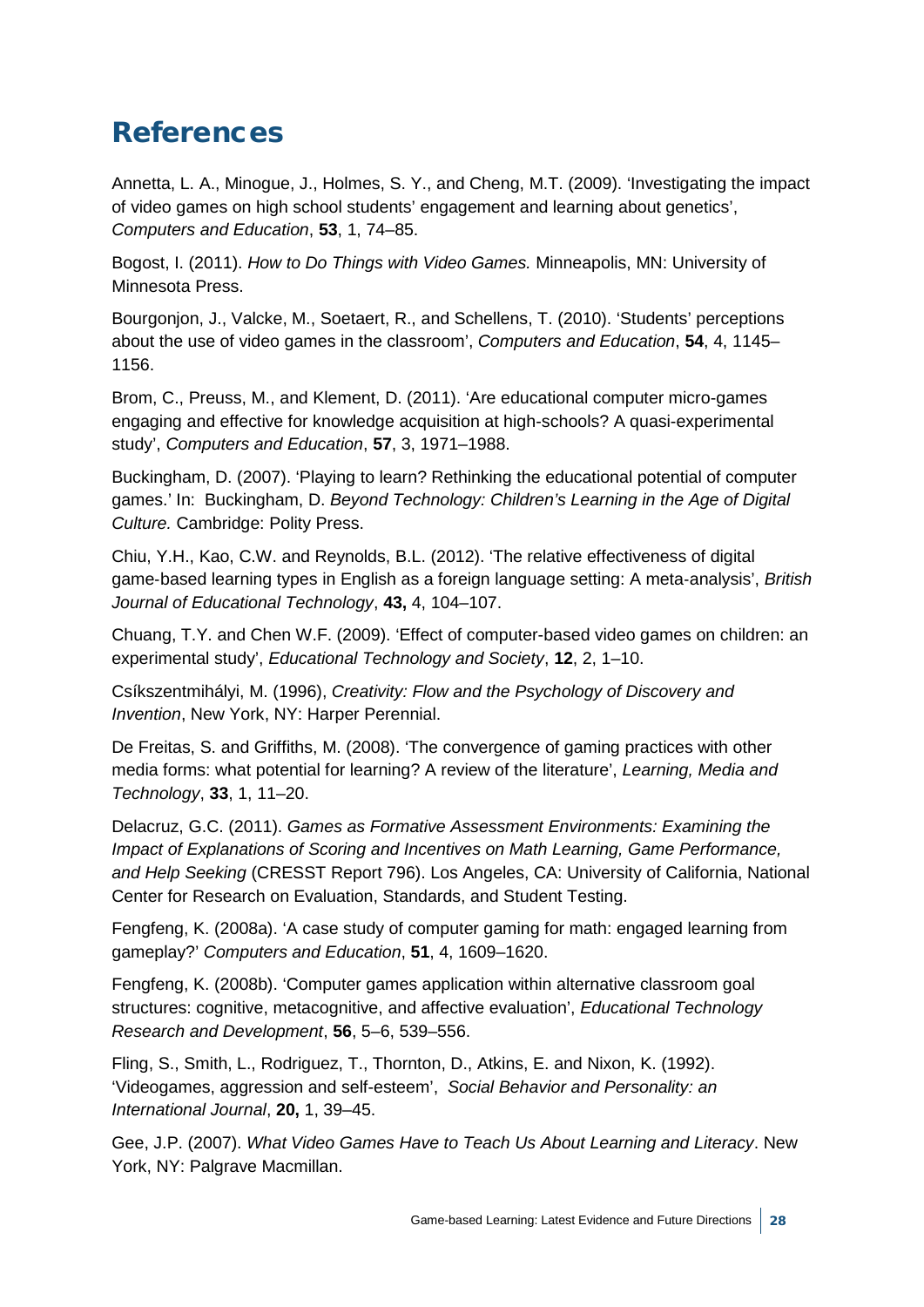# References

Annetta, L. A., Minogue, J., Holmes, S. Y., and Cheng, M.T. (2009). 'Investigating the impact of video games on high school students' engagement and learning about genetics', *Computers and Education*, **53**, 1, 74–85.

Bogost, I. (2011). *How to Do Things with Video Games.* Minneapolis, MN: University of Minnesota Press.

Bourgonjon, J., Valcke, M., Soetaert, R., and Schellens, T. (2010). 'Students' perceptions about the use of video games in the classroom', *Computers and Education*, **54**, 4, 1145–1156.

Brom, C., Preuss, M., and Klement, D. (2011). 'Are educational computer micro-games engaging and effective for knowledge acquisition at high-schools? A quasi-experimental study', *Computers and Education*, **57**, 3, 1971–1988.

Buckingham, D. (2007). 'Playing to learn? Rethinking the educational potential of computer games.' In: Buckingham, D. *Beyond Technology: Children's Learning in the Age of Digital Culture.* Cambridge: Polity Press.

Chiu, Y.H., Kao, C.W. and Reynolds, B.L. (2012). 'The relative effectiveness of digital game-based learning types in English as a foreign language setting: A meta-analysis', *British Journal of Educational Technology*, **43,** 4, 104–107.

Chuang, T.Y. and Chen W.F. (2009). 'Effect of computer-based video games on children: an experimental study', *Educational Technology and Society*, **12**, 2, 1–10.

Csíkszentmihályi, M. (1996), *Creativity: Flow and the Psychology of Discovery and Invention*, New York, NY: Harper Perennial.

De Freitas, S. and Griffiths, M. (2008). 'The convergence of gaming practices with other media forms: what potential for learning? A review of the literature', *Learning, Media and Technology*, **33**, 1, 11–20.

Delacruz, G.C. (2011). *Games as Formative Assessment Environments: Examining the Impact of Explanations of Scoring and Incentives on Math Learning, Game Performance, and Help Seeking* (CRESST Report 796). Los Angeles, CA: University of California, National Center for Research on Evaluation, Standards, and Student Testing.

Fengfeng, K. (2008a). 'A case study of computer gaming for math: engaged learning from gameplay?' *Computers and Education*, **51**, 4, 1609–1620.

Fengfeng, K. (2008b). 'Computer games application within alternative classroom goal structures: cognitive, metacognitive, and affective evaluation', *Educational Technology Research and Development*, **56**, 5–6, 539–556.

Fling, S., Smith, L., Rodriguez, T., Thornton, D., Atkins, E. and Nixon, K. (1992). 'Videogames, aggression and self-esteem', *Social Behavior and Personality: an International Journal*, **20,** 1, 39–45.

Gee, J.P. (2007). *What Video Games Have to Teach Us About Learning and Literacy*. New York, NY: Palgrave Macmillan.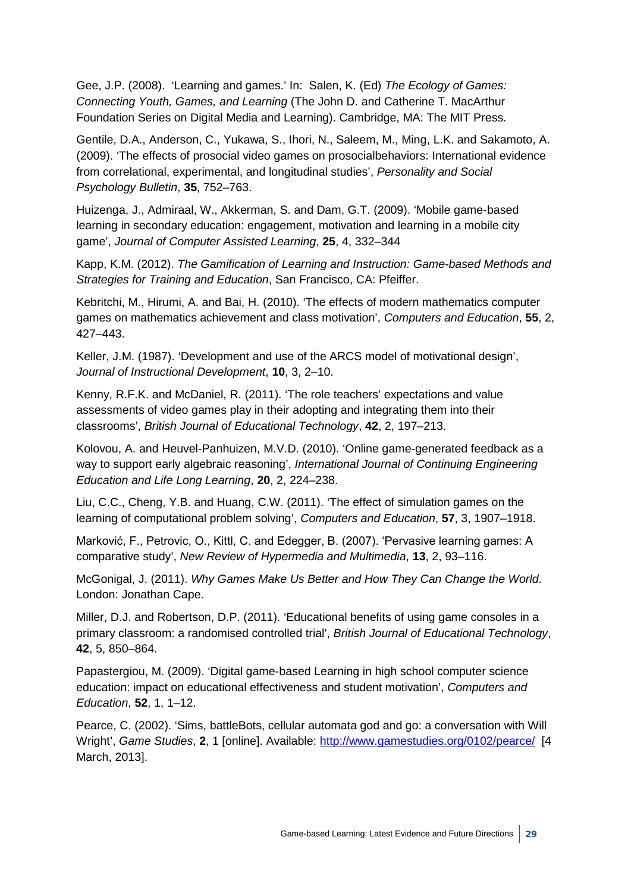Gee, J.P. (2008). 'Learning and games.' In: Salen, K. (Ed) *The Ecology of Games: Connecting Youth, Games, and Learning* (The John D. and Catherine T. MacArthur Foundation Series on Digital Media and Learning). Cambridge, MA: The MIT Press.

Gentile, D.A., Anderson, C., Yukawa, S., Ihori, N., Saleem, M., Ming, L.K. and Sakamoto, A. (2009). 'The effects of prosocial video games on prosocialbehaviors: International evidence from correlational, experimental, and longitudinal studies', *Personality and Social Psychology Bulletin*, **35**, 752–763.

Huizenga, J., Admiraal, W., Akkerman, S. and Dam, G.T. (2009). 'Mobile game-based learning in secondary education: engagement, motivation and learning in a mobile city game', *Journal of Computer Assisted Learning*, **25**, 4, 332–344

Kapp, K.M. (2012). *The Gamification of Learning and Instruction: Game-based Methods and Strategies for Training and Education*, San Francisco, CA: Pfeiffer.

Kebritchi, M., Hirumi, A. and Bai, H. (2010). 'The effects of modern mathematics computer games on mathematics achievement and class motivation', *Computers and Education*, **55**, 2, 427–443.

Keller, J.M. (1987). 'Development and use of the ARCS model of motivational design', *Journal of Instructional Development*, **10**, 3, 2–10.

Kenny, R.F.K. and McDaniel, R. (2011). 'The role teachers' expectations and value assessments of video games play in their adopting and integrating them into their classrooms', *British Journal of Educational Technology*, **42**, 2, 197–213.

Kolovou, A. and Heuvel-Panhuizen, M.V.D. (2010). 'Online game-generated feedback as a way to support early algebraic reasoning', *International Journal of Continuing Engineering Education and Life Long Learning*, **20**, 2, 224–238.

Liu, C.C., Cheng, Y.B. and Huang, C.W. (2011). 'The effect of simulation games on the learning of computational problem solving', *Computers and Education*, **57**, 3, 1907–1918.

Marković, F., Petrovic, O., Kittl, C. and Edegger, B. (2007). 'Pervasive learning games: A comparative study', *New Review of Hypermedia and Multimedia*, **13**, 2, 93–116.

McGonigal, J. (2011). *Why Games Make Us Better and How They Can Change the World*. London: Jonathan Cape.

Miller, D.J. and Robertson, D.P. (2011). 'Educational benefits of using game consoles in a primary classroom: a randomised controlled trial', *British Journal of Educational Technology*, **42**, 5, 850–864.

Papastergiou, M. (2009). 'Digital game-based Learning in high school computer science education: impact on educational effectiveness and student motivation', *Computers and Education*, **52**, 1, 1–12.

Pearce, C. (2002). 'Sims, battleBots, cellular automata god and go: a conversation with Will Wright', *Game Studies*, **2**, 1 [online]. Available: http://www.gamestudies.org/0102/pearce/ [4 March, 2013].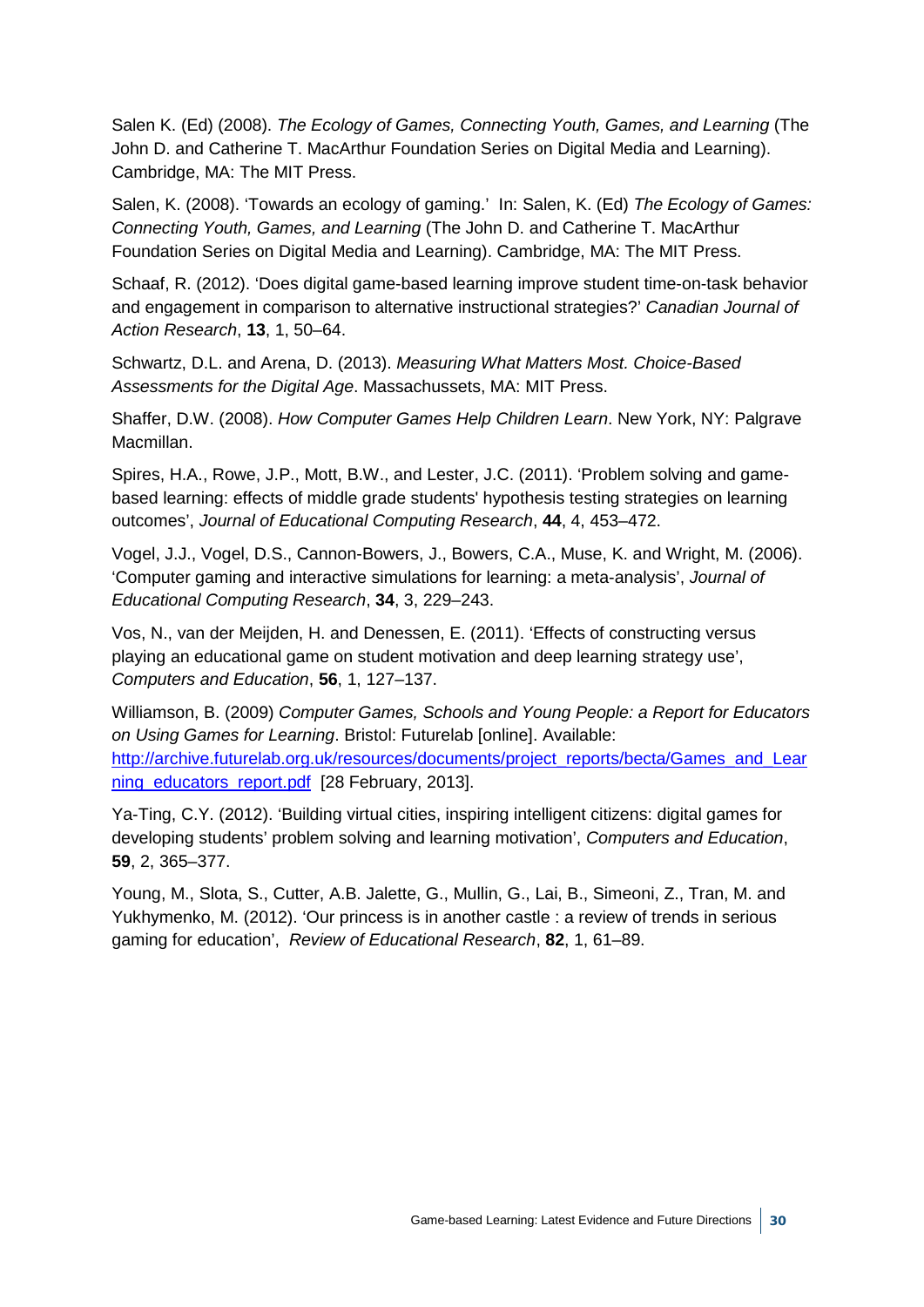Salen K. (Ed) (2008). *The Ecology of Games, Connecting Youth, Games, and Learning* (The John D. and Catherine T. MacArthur Foundation Series on Digital Media and Learning). Cambridge, MA: The MIT Press.

Salen, K. (2008). 'Towards an ecology of gaming.' In: Salen, K. (Ed) *The Ecology of Games: Connecting Youth, Games, and Learning* (The John D. and Catherine T. MacArthur Foundation Series on Digital Media and Learning). Cambridge, MA: The MIT Press.

Schaaf, R. (2012). 'Does digital game-based learning improve student time-on-task behavior and engagement in comparison to alternative instructional strategies?' *Canadian Journal of Action Research*, **13**, 1, 50–64.

Schwartz, D.L. and Arena, D. (2013). *Measuring What Matters Most. Choice-Based Assessments for the Digital Age*. Massachussets, MA: MIT Press.

Shaffer, D.W. (2008). *How Computer Games Help Children Learn*. New York, NY: Palgrave Macmillan.

Spires, H.A., Rowe, J.P., Mott, B.W., and Lester, J.C. (2011). 'Problem solving and game-based learning: effects of middle grade students' hypothesis testing strategies on learning outcomes', *Journal of Educational Computing Research*, **44**, 4, 453–472.

Vogel, J.J., Vogel, D.S., Cannon-Bowers, J., Bowers, C.A., Muse, K. and Wright, M. (2006). 'Computer gaming and interactive simulations for learning: a meta-analysis', *Journal of Educational Computing Research*, **34**, 3, 229–243.

Vos, N., van der Meijden, H. and Denessen, E. (2011). 'Effects of constructing versus playing an educational game on student motivation and deep learning strategy use', *Computers and Education*, **56**, 1, 127–137.

Williamson, B. (2009) *Computer Games, Schools and Young People: a Report for Educators on Using Games for Learning*. Bristol: Futurelab [online]. Available: [http://archive.futurelab.org.uk/resources/documents/project_reports/becta/Games_and_Learning_educators_report.pdf](http://archive.futurelab.org.uk/resources/documents/project_reports/becta/Games_and_Learning_educators_report.pdf) [28 February, 2013].

Ya-Ting, C.Y. (2012). 'Building virtual cities, inspiring intelligent citizens: digital games for developing students' problem solving and learning motivation', *Computers and Education*, **59**, 2, 365–377.

Young, M., Slota, S., Cutter, A.B. Jalette, G., Mullin, G., Lai, B., Simeoni, Z., Tran, M. and Yukhymenko, M. (2012). 'Our princess is in another castle : a review of trends in serious gaming for education', *Review of Educational Research*, **82**, 1, 61–89.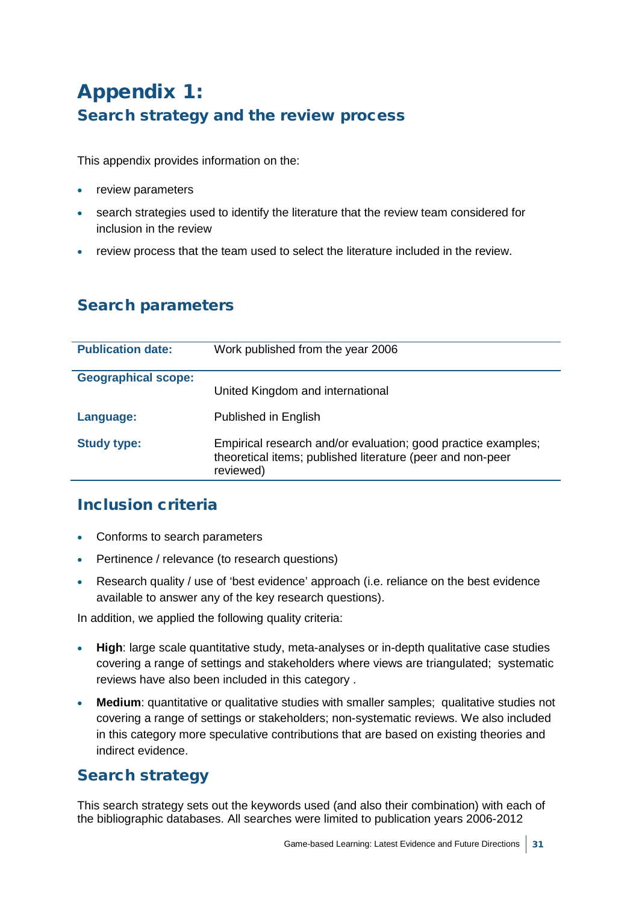# Appendix 1:

## Search strategy and the review process

This appendix provides information on the:

- review parameters
- search strategies used to identify the literature that the review team considered for inclusion in the review
- review process that the team used to select the literature included in the review.

## Search parameters

| | |
|---|---|
| **Publication date:** | Work published from the year 2006 |
| **Geographical scope:** | United Kingdom and international |
| **Language:** | Published in English |
| **Study type:** | Empirical research and/or evaluation; good practice examples; theoretical items; published literature (peer and non-peer reviewed) |

## Inclusion criteria

- Conforms to search parameters
- Pertinence / relevance (to research questions)
- Research quality / use of 'best evidence' approach (i.e. reliance on the best evidence available to answer any of the key research questions).

In addition, we applied the following quality criteria:

- **High**: large scale quantitative study, meta-analyses or in-depth qualitative case studies covering a range of settings and stakeholders where views are triangulated; systematic reviews have also been included in this category .
- **Medium**: quantitative or qualitative studies with smaller samples; qualitative studies not covering a range of settings or stakeholders; non-systematic reviews. We also included in this category more speculative contributions that are based on existing theories and indirect evidence.

## Search strategy

This search strategy sets out the keywords used (and also their combination) with each of the bibliographic databases. All searches were limited to publication years 2006-2012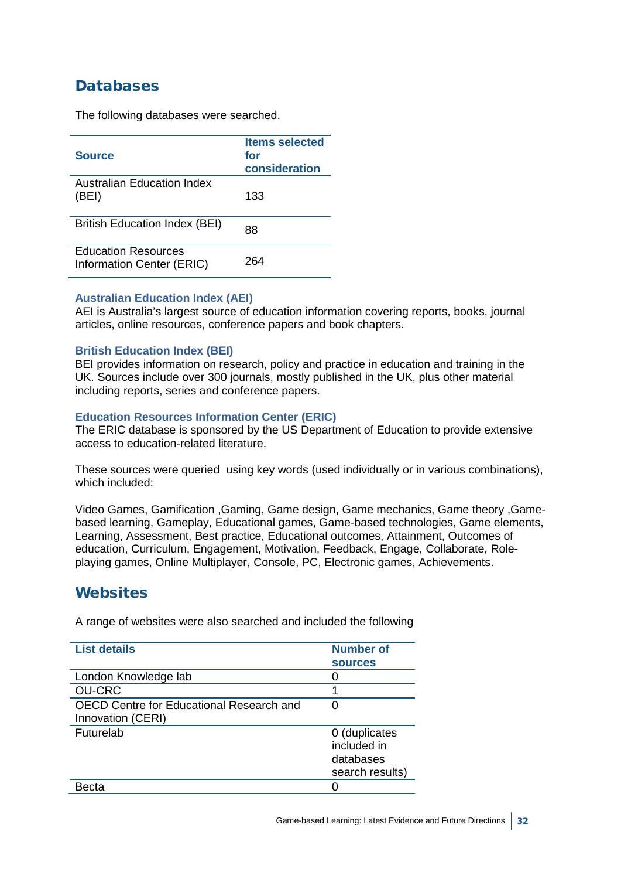## Databases

The following databases were searched.

| Source | Items selected for consideration |
|---|---|
| Australian Education Index (BEI) | 133 |
| British Education Index (BEI) | 88 |
| Education Resources Information Center (ERIC) | 264 |

### Australian Education Index (AEI)

AEI is Australia's largest source of education information covering reports, books, journal articles, online resources, conference papers and book chapters.

### British Education Index (BEI)

BEI provides information on research, policy and practice in education and training in the UK. Sources include over 300 journals, mostly published in the UK, plus other material including reports, series and conference papers.

### Education Resources Information Center (ERIC)

The ERIC database is sponsored by the US Department of Education to provide extensive access to education-related literature.

These sources were queried  using key words (used individually or in various combinations), which included:

Video Games, Gamification ,Gaming, Game design, Game mechanics, Game theory ,Game-based learning, Gameplay, Educational games, Game-based technologies, Game elements, Learning, Assessment, Best practice, Educational outcomes, Attainment, Outcomes of education, Curriculum, Engagement, Motivation, Feedback, Engage, Collaborate, Role-playing games, Online Multiplayer, Console, PC, Electronic games, Achievements.

## Websites

A range of websites were also searched and included the following

| List details | Number of sources |
|---|---|
| London Knowledge lab | 0 |
| OU-CRC | 1 |
| OECD Centre for Educational Research and Innovation (CERI) | 0 |
| Futurelab | 0 (duplicates included in databases search results) |
| Becta | 0 |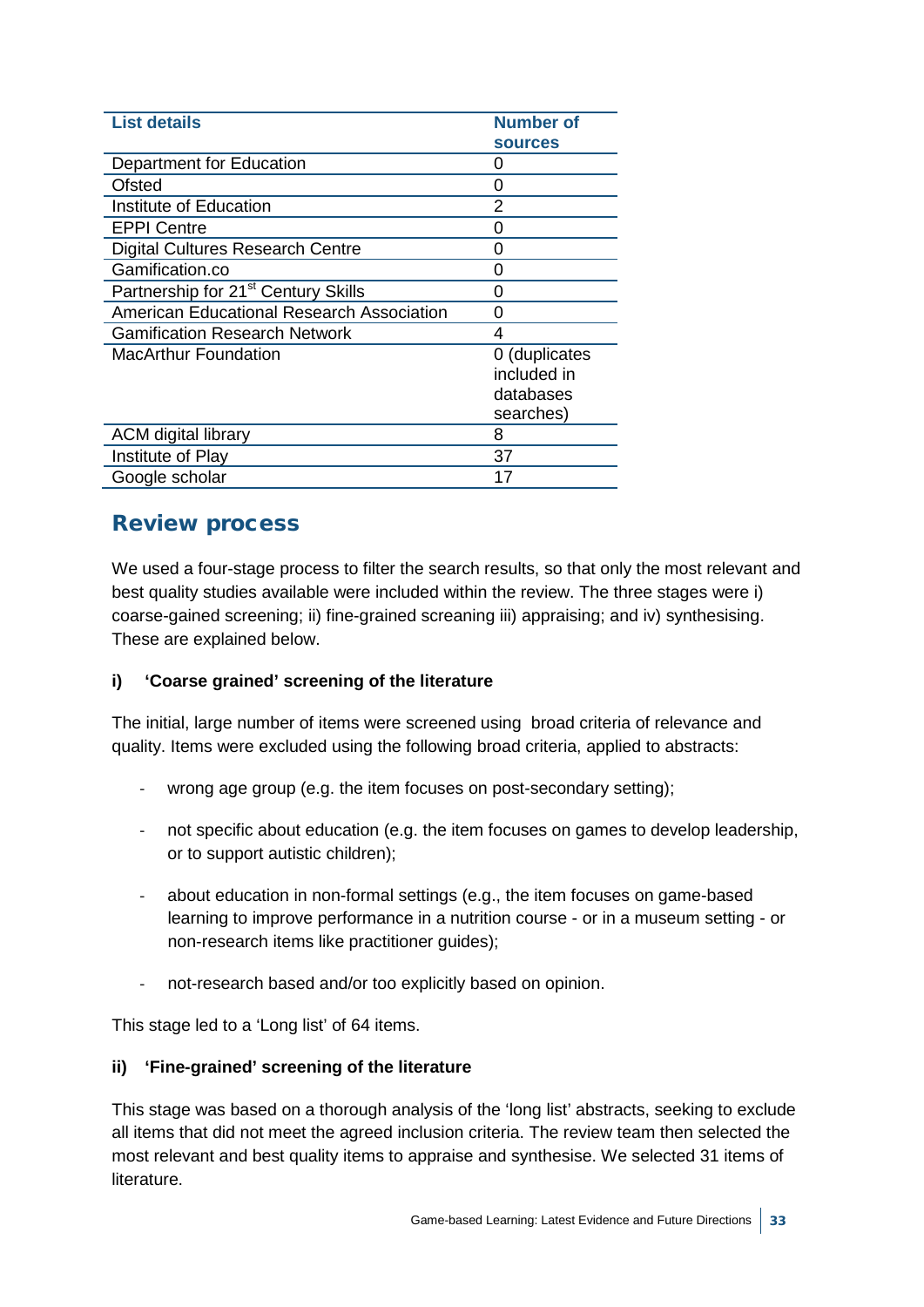| List details | Number of sources |
|---|---|
| Department for Education | 0 |
| Ofsted | 0 |
| Institute of Education | 2 |
| EPPI Centre | 0 |
| Digital Cultures Research Centre | 0 |
| Gamification.co | 0 |
| Partnership for 21st Century Skills | 0 |
| American Educational Research Association | 0 |
| Gamification Research Network | 4 |
| MacArthur Foundation | 0 (duplicates included in databases searches) |
| ACM digital library | 8 |
| Institute of Play | 37 |
| Google scholar | 17 |

## Review process

We used a four-stage process to filter the search results, so that only the most relevant and best quality studies available were included within the review. The three stages were i) coarse-gained screening; ii) fine-grained screaning iii) appraising; and iv) synthesising. These are explained below.

#### i) 'Coarse grained' screening of the literature

The initial, large number of items were screened using broad criteria of relevance and quality. Items were excluded using the following broad criteria, applied to abstracts:

- wrong age group (e.g. the item focuses on post-secondary setting);
- not specific about education (e.g. the item focuses on games to develop leadership, or to support autistic children);
- about education in non-formal settings (e.g., the item focuses on game-based learning to improve performance in a nutrition course - or in a museum setting - or non-research items like practitioner guides);
- not-research based and/or too explicitly based on opinion.

This stage led to a 'Long list' of 64 items.

#### ii) 'Fine-grained' screening of the literature

This stage was based on a thorough analysis of the 'long list' abstracts, seeking to exclude all items that did not meet the agreed inclusion criteria. The review team then selected the most relevant and best quality items to appraise and synthesise. We selected 31 items of literature.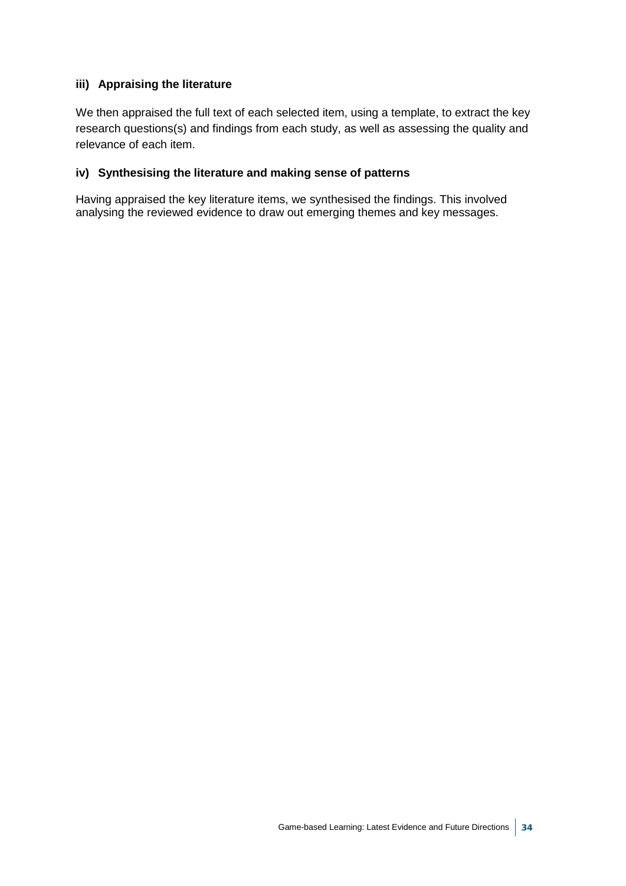#### iii) Appraising the literature

We then appraised the full text of each selected item, using a template, to extract the key research questions(s) and findings from each study, as well as assessing the quality and relevance of each item.

#### iv) Synthesising the literature and making sense of patterns

Having appraised the key literature items, we synthesised the findings. This involved analysing the reviewed evidence to draw out emerging themes and key messages.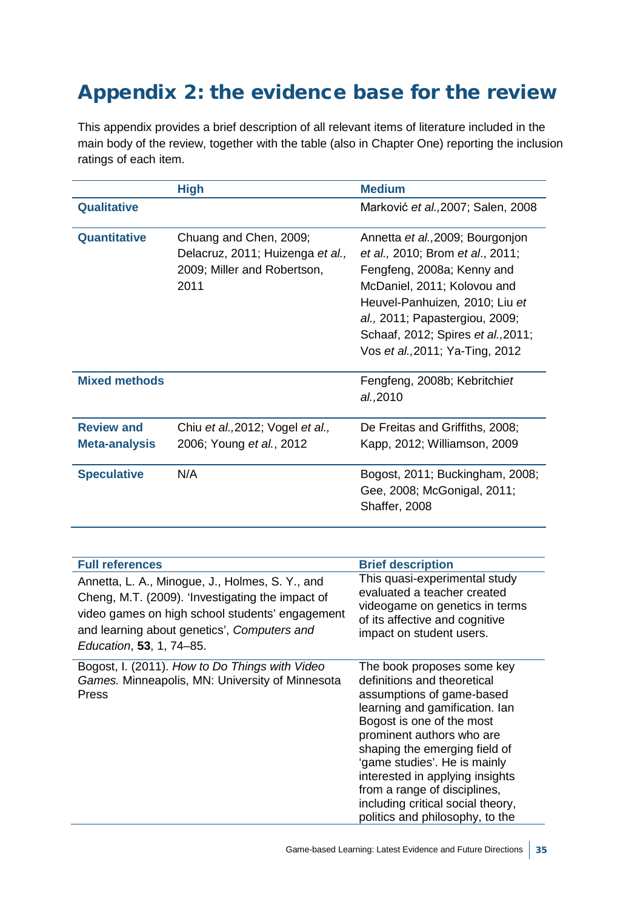# Appendix 2: the evidence base for the review

This appendix provides a brief description of all relevant items of literature included in the main body of the review, together with the table (also in Chapter One) reporting the inclusion ratings of each item.

| | **High** | **Medium** |
|---|---|---|
| **Qualitative** | | Marković *et al.,*2007; Salen, 2008 |
| **Quantitative** | Chuang and Chen, 2009; Delacruz, 2011; Huizenga *et al.,* 2009; Miller and Robertson, 2011 | Annetta *et al.,*2009; Bourgonjon *et al.,* 2010; Brom *et al*., 2011; Fengfeng, 2008a; Kenny and McDaniel, 2011; Kolovou and Heuvel-Panhuizen*,* 2010; Liu *et al.,* 2011; Papastergiou, 2009; Schaaf, 2012; Spires *et al.,*2011; Vos *et al.,*2011; Ya-Ting, 2012 |
| **Mixed methods** | | Fengfeng, 2008b; Kebritchi*et al.,*2010 |
| **Review and Meta-analysis** | Chiu *et al.,*2012; Vogel *et al.,* 2006; Young *et al.*, 2012 | De Freitas and Griffiths, 2008; Kapp, 2012; Williamson, 2009 |
| **Speculative** | N/A | Bogost, 2011; Buckingham, 2008; Gee, 2008; McGonigal, 2011; Shaffer, 2008 |

| **Full references** | **Brief description** |
|---|---|
| Annetta, L. A., Minogue, J., Holmes, S. Y., and Cheng, M.T. (2009). 'Investigating the impact of video games on high school students' engagement and learning about genetics', *Computers and Education*, **53**, 1, 74–85. | This quasi-experimental study evaluated a teacher created videogame on genetics in terms of its affective and cognitive impact on student users. |
| Bogost, I. (2011). *How to Do Things with Video Games.* Minneapolis, MN: University of Minnesota Press | The book proposes some key definitions and theoretical assumptions of game-based learning and gamification. Ian Bogost is one of the most prominent authors who are shaping the emerging field of 'game studies'. He is mainly interested in applying insights from a range of disciplines, including critical social theory, politics and philosophy, to the |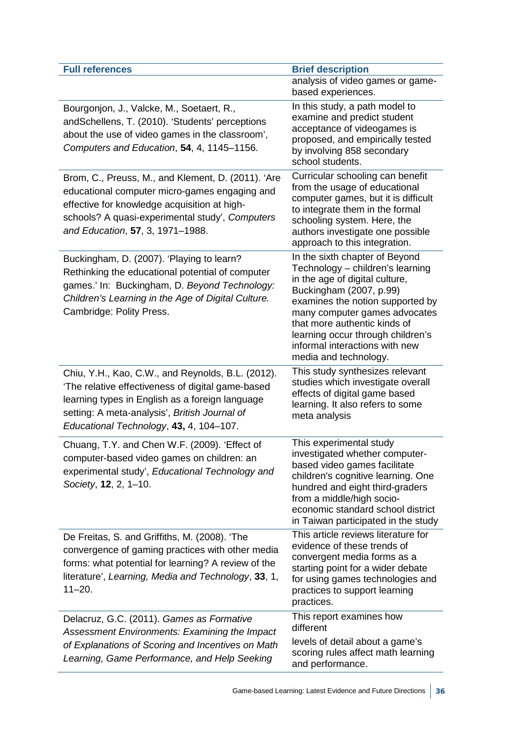| Full references | Brief description |
|---|---|
| | analysis of video games or game-based experiences. |
| Bourgonjon, J., Valcke, M., Soetaert, R., andSchellens, T. (2010). 'Students' perceptions about the use of video games in the classroom', *Computers and Education*, **54**, 4, 1145–1156. | In this study, a path model to examine and predict student acceptance of videogames is proposed, and empirically tested by involving 858 secondary school students. |
| Brom, C., Preuss, M., and Klement, D. (2011). 'Are educational computer micro-games engaging and effective for knowledge acquisition at high-schools? A quasi-experimental study', *Computers and Education*, **57**, 3, 1971–1988. | Curricular schooling can benefit from the usage of educational computer games, but it is difficult to integrate them in the formal schooling system. Here, the authors investigate one possible approach to this integration. |
| Buckingham, D. (2007). 'Playing to learn? Rethinking the educational potential of computer games.' In: Buckingham, D. *Beyond Technology: Children's Learning in the Age of Digital Culture.* Cambridge: Polity Press. | In the sixth chapter of Beyond Technology – children's learning in the age of digital culture, Buckingham (2007, p.99) examines the notion supported by many computer games advocates that more authentic kinds of learning occur through children's informal interactions with new media and technology. |
| Chiu, Y.H., Kao, C.W., and Reynolds, B.L. (2012). 'The relative effectiveness of digital game-based learning types in English as a foreign language setting: A meta-analysis', *British Journal of Educational Technology*, **43,** 4, 104–107. | This study synthesizes relevant studies which investigate overall effects of digital game based learning. It also refers to some meta analysis |
| Chuang, T.Y. and Chen W.F. (2009). 'Effect of computer-based video games on children: an experimental study', *Educational Technology and Society*, **12**, 2, 1–10. | This experimental study investigated whether computer-based video games facilitate children's cognitive learning. One hundred and eight third-graders from a middle/high socio-economic standard school district in Taiwan participated in the study |
| De Freitas, S. and Griffiths, M. (2008). 'The convergence of gaming practices with other media forms: what potential for learning? A review of the literature', *Learning, Media and Technology*, **33**, 1, 11–20. | This article reviews literature for evidence of these trends of convergent media forms as a starting point for a wider debate for using games technologies and practices to support learning practices. |
| Delacruz, G.C. (2011). *Games as Formative Assessment Environments: Examining the Impact of Explanations of Scoring and Incentives on Math Learning, Game Performance, and Help Seeking* | This report examines how different levels of detail about a game's scoring rules affect math learning and performance. |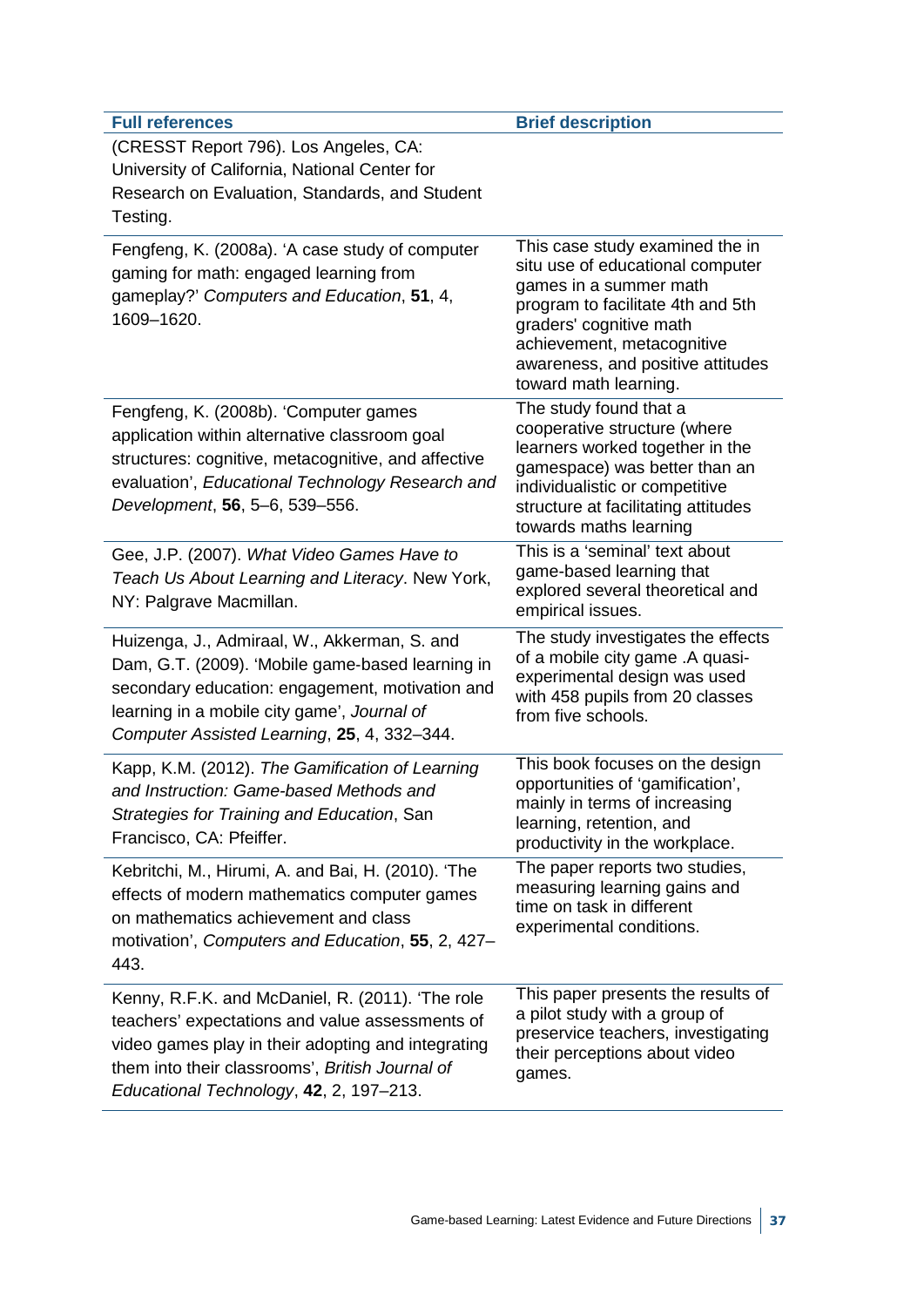| Full references | Brief description |
| --- | --- |
| (CRESST Report 796). Los Angeles, CA: University of California, National Center for Research on Evaluation, Standards, and Student Testing. | |
| Fengfeng, K. (2008a). 'A case study of computer gaming for math: engaged learning from gameplay?' *Computers and Education*, **51**, 4, 1609–1620. | This case study examined the in situ use of educational computer games in a summer math program to facilitate 4th and 5th graders' cognitive math achievement, metacognitive awareness, and positive attitudes toward math learning. |
| Fengfeng, K. (2008b). 'Computer games application within alternative classroom goal structures: cognitive, metacognitive, and affective evaluation', *Educational Technology Research and Development*, **56**, 5–6, 539–556. | The study found that a cooperative structure (where learners worked together in the gamespace) was better than an individualistic or competitive structure at facilitating attitudes towards maths learning |
| Gee, J.P. (2007). *What Video Games Have to Teach Us About Learning and Literacy*. New York, NY: Palgrave Macmillan. | This is a 'seminal' text about game-based learning that explored several theoretical and empirical issues. |
| Huizenga, J., Admiraal, W., Akkerman, S. and Dam, G.T. (2009). 'Mobile game-based learning in secondary education: engagement, motivation and learning in a mobile city game', *Journal of Computer Assisted Learning*, **25**, 4, 332–344. | The study investigates the effects of a mobile city game .A quasi-experimental design was used with 458 pupils from 20 classes from five schools. |
| Kapp, K.M. (2012). *The Gamification of Learning and Instruction: Game-based Methods and Strategies for Training and Education*, San Francisco, CA: Pfeiffer. | This book focuses on the design opportunities of 'gamification', mainly in terms of increasing learning, retention, and productivity in the workplace. |
| Kebritchi, M., Hirumi, A. and Bai, H. (2010). 'The effects of modern mathematics computer games on mathematics achievement and class motivation', *Computers and Education*, **55**, 2, 427–443. | The paper reports two studies, measuring learning gains and time on task in different experimental conditions. |
| Kenny, R.F.K. and McDaniel, R. (2011). 'The role teachers' expectations and value assessments of video games play in their adopting and integrating them into their classrooms', *British Journal of Educational Technology*, **42**, 2, 197–213. | This paper presents the results of a pilot study with a group of preservice teachers, investigating their perceptions about video games. |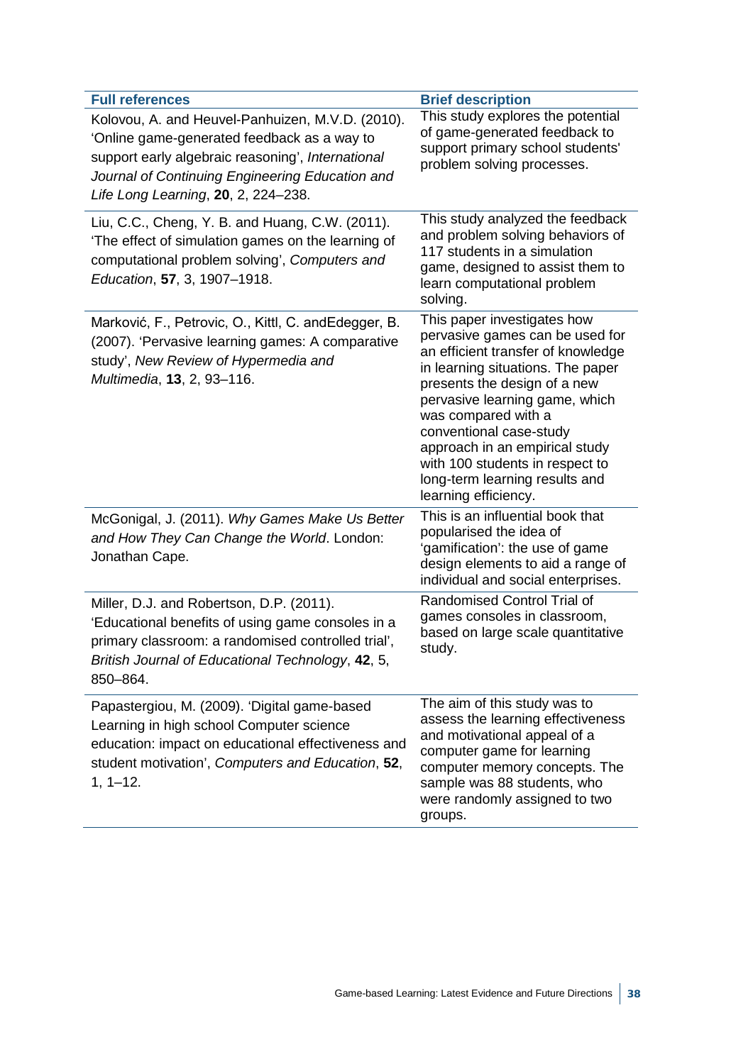| Full references | Brief description |
|---|---|
| Kolovou, A. and Heuvel-Panhuizen, M.V.D. (2010). 'Online game-generated feedback as a way to support early algebraic reasoning', *International Journal of Continuing Engineering Education and Life Long Learning*, **20**, 2, 224–238. | This study explores the potential of game-generated feedback to support primary school students' problem solving processes. |
| Liu, C.C., Cheng, Y. B. and Huang, C.W. (2011). 'The effect of simulation games on the learning of computational problem solving', *Computers and Education*, **57**, 3, 1907–1918. | This study analyzed the feedback and problem solving behaviors of 117 students in a simulation game, designed to assist them to learn computational problem solving. |
| Marković, F., Petrovic, O., Kittl, C. andEdegger, B. (2007). 'Pervasive learning games: A comparative study', *New Review of Hypermedia and Multimedia*, **13**, 2, 93–116. | This paper investigates how pervasive games can be used for an efficient transfer of knowledge in learning situations. The paper presents the design of a new pervasive learning game, which was compared with a conventional case-study approach in an empirical study with 100 students in respect to long-term learning results and learning efficiency. |
| McGonigal, J. (2011). *Why Games Make Us Better and How They Can Change the World*. London: Jonathan Cape. | This is an influential book that popularised the idea of 'gamification': the use of game design elements to aid a range of individual and social enterprises. |
| Miller, D.J. and Robertson, D.P. (2011). 'Educational benefits of using game consoles in a primary classroom: a randomised controlled trial', *British Journal of Educational Technology*, **42**, 5, 850–864. | Randomised Control Trial of games consoles in classroom, based on large scale quantitative study. |
| Papastergiou, M. (2009). 'Digital game-based Learning in high school Computer science education: impact on educational effectiveness and student motivation', *Computers and Education*, **52**, 1, 1–12. | The aim of this study was to assess the learning effectiveness and motivational appeal of a computer game for learning computer memory concepts. The sample was 88 students, who were randomly assigned to two groups. |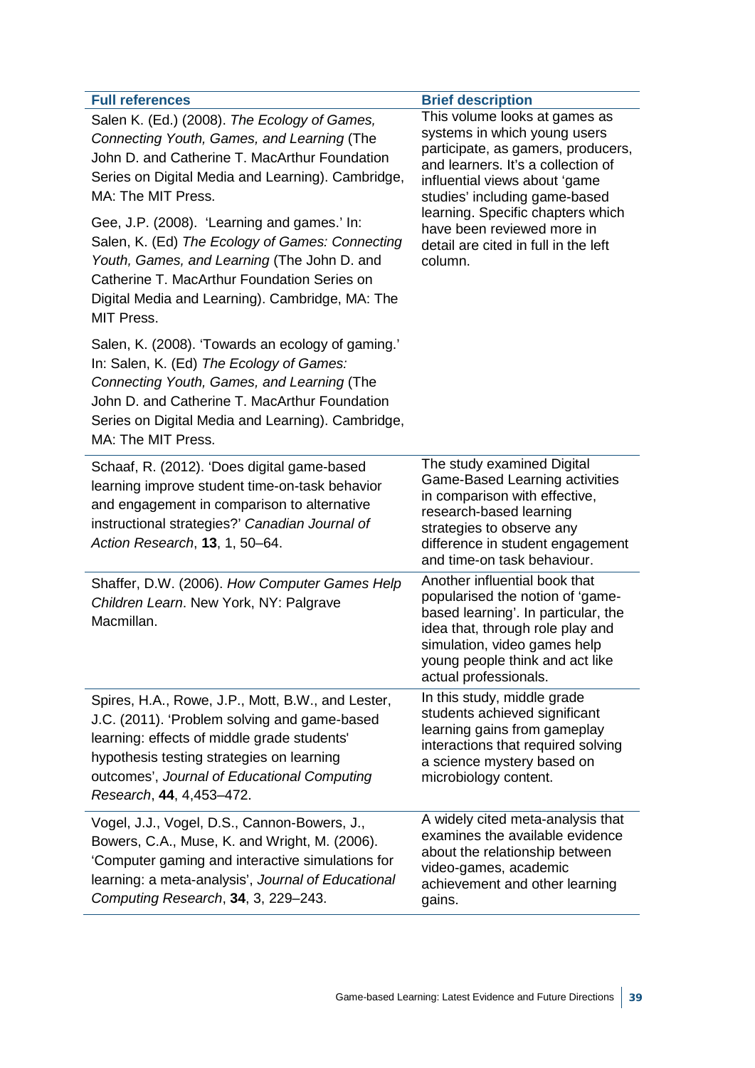| Full references | Brief description |
|---|---|
| Salen K. (Ed.) (2008). *The Ecology of Games, Connecting Youth, Games, and Learning* (The John D. and Catherine T. MacArthur Foundation Series on Digital Media and Learning). Cambridge, MA: The MIT Press.<br><br>Gee, J.P. (2008). 'Learning and games.' In: Salen, K. (Ed) *The Ecology of Games: Connecting Youth, Games, and Learning* (The John D. and Catherine T. MacArthur Foundation Series on Digital Media and Learning). Cambridge, MA: The MIT Press.<br><br>Salen, K. (2008). 'Towards an ecology of gaming.' In: Salen, K. (Ed) *The Ecology of Games: Connecting Youth, Games, and Learning* (The John D. and Catherine T. MacArthur Foundation Series on Digital Media and Learning). Cambridge, MA: The MIT Press. | This volume looks at games as systems in which young users participate, as gamers, producers, and learners. It's a collection of influential views about 'game studies' including game-based learning. Specific chapters which have been reviewed more in detail are cited in full in the left column. |
| Schaaf, R. (2012). 'Does digital game-based learning improve student time-on-task behavior and engagement in comparison to alternative instructional strategies?' *Canadian Journal of Action Research*, **13**, 1, 50–64. | The study examined Digital Game-Based Learning activities in comparison with effective, research-based learning strategies to observe any difference in student engagement and time-on task behaviour. |
| Shaffer, D.W. (2006). *How Computer Games Help Children Learn*. New York, NY: Palgrave Macmillan. | Another influential book that popularised the notion of 'game-based learning'. In particular, the idea that, through role play and simulation, video games help young people think and act like actual professionals. |
| Spires, H.A., Rowe, J.P., Mott, B.W., and Lester, J.C. (2011). 'Problem solving and game-based learning: effects of middle grade students' hypothesis testing strategies on learning outcomes', *Journal of Educational Computing Research*, **44**, 4,453–472. | In this study, middle grade students achieved significant learning gains from gameplay interactions that required solving a science mystery based on microbiology content. |
| Vogel, J.J., Vogel, D.S., Cannon-Bowers, J., Bowers, C.A., Muse, K. and Wright, M. (2006). 'Computer gaming and interactive simulations for learning: a meta-analysis', *Journal of Educational Computing Research*, **34**, 3, 229–243. | A widely cited meta-analysis that examines the available evidence about the relationship between video-games, academic achievement and other learning gains. |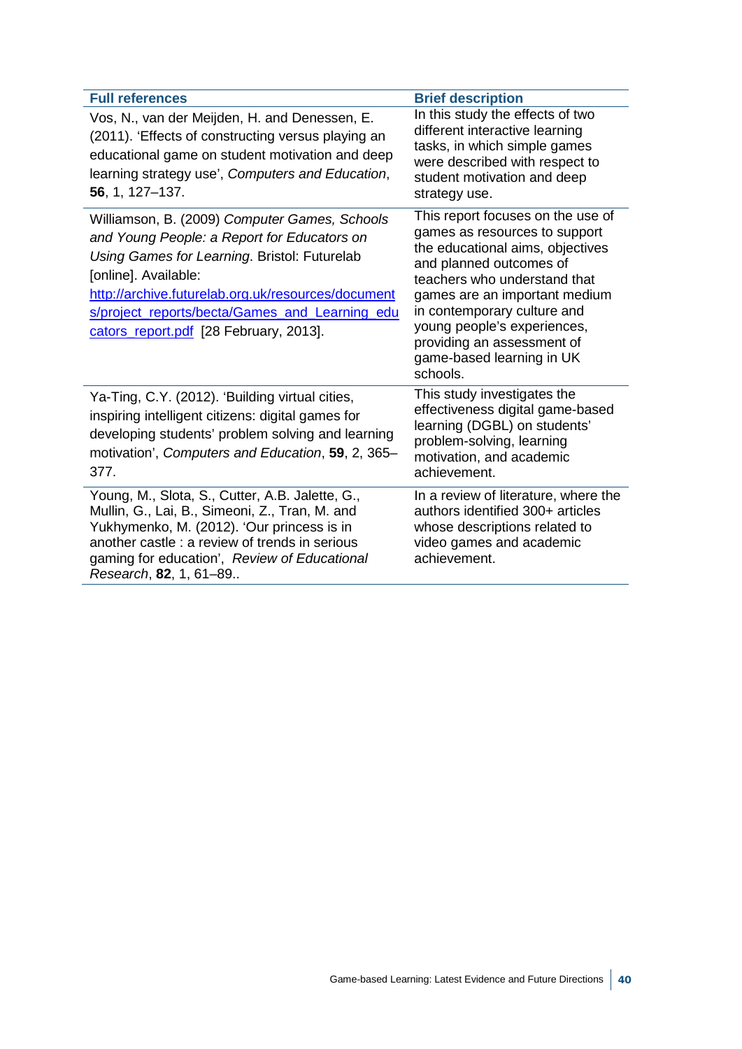| Full references | Brief description |
|---|---|
| Vos, N., van der Meijden, H. and Denessen, E. (2011). 'Effects of constructing versus playing an educational game on student motivation and deep learning strategy use', *Computers and Education*, **56**, 1, 127–137. | In this study the effects of two different interactive learning tasks, in which simple games were described with respect to student motivation and deep strategy use. |
| Williamson, B. (2009) *Computer Games, Schools and Young People: a Report for Educators on Using Games for Learning*. Bristol: Futurelab [online]. Available: [http://archive.futurelab.org.uk/resources/documents/project_reports/becta/Games_and_Learning_educators_report.pdf](http://archive.futurelab.org.uk/resources/documents/project_reports/becta/Games_and_Learning_educators_report.pdf) [28 February, 2013]. | This report focuses on the use of games as resources to support the educational aims, objectives and planned outcomes of teachers who understand that games are an important medium in contemporary culture and young people's experiences, providing an assessment of game-based learning in UK schools. |
| Ya-Ting, C.Y. (2012). 'Building virtual cities, inspiring intelligent citizens: digital games for developing students' problem solving and learning motivation', *Computers and Education*, **59**, 2, 365–377. | This study investigates the effectiveness digital game-based learning (DGBL) on students' problem-solving, learning motivation, and academic achievement. |
| Young, M., Slota, S., Cutter, A.B. Jalette, G., Mullin, G., Lai, B., Simeoni, Z., Tran, M. and Yukhymenko, M. (2012). 'Our princess is in another castle : a review of trends in serious gaming for education', *Review of Educational Research*, **82**, 1, 61–89.. | In a review of literature, where the authors identified 300+ articles whose descriptions related to video games and academic achievement. |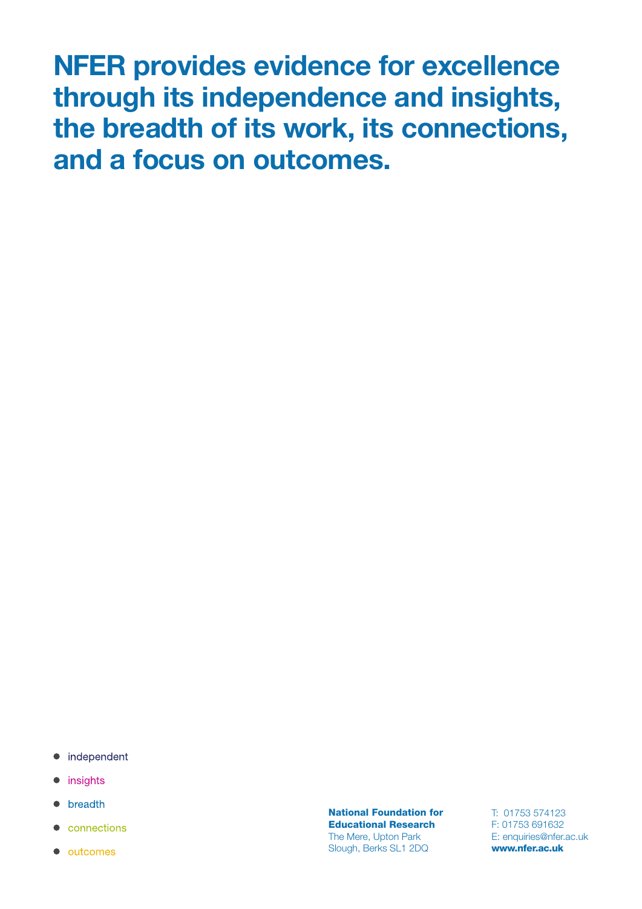# NFER provides evidence for excellence through its independence and insights, the breadth of its work, its connections, and a focus on outcomes.

- independent
- insights
- breadth
- connections
- outcomes

**National Foundation for Educational Research**
The Mere, Upton Park
Slough, Berks SL1 2DQ

T: 01753 574123
F: 01753 691632
E: enquiries@nfer.ac.uk
**www.nfer.ac.uk**